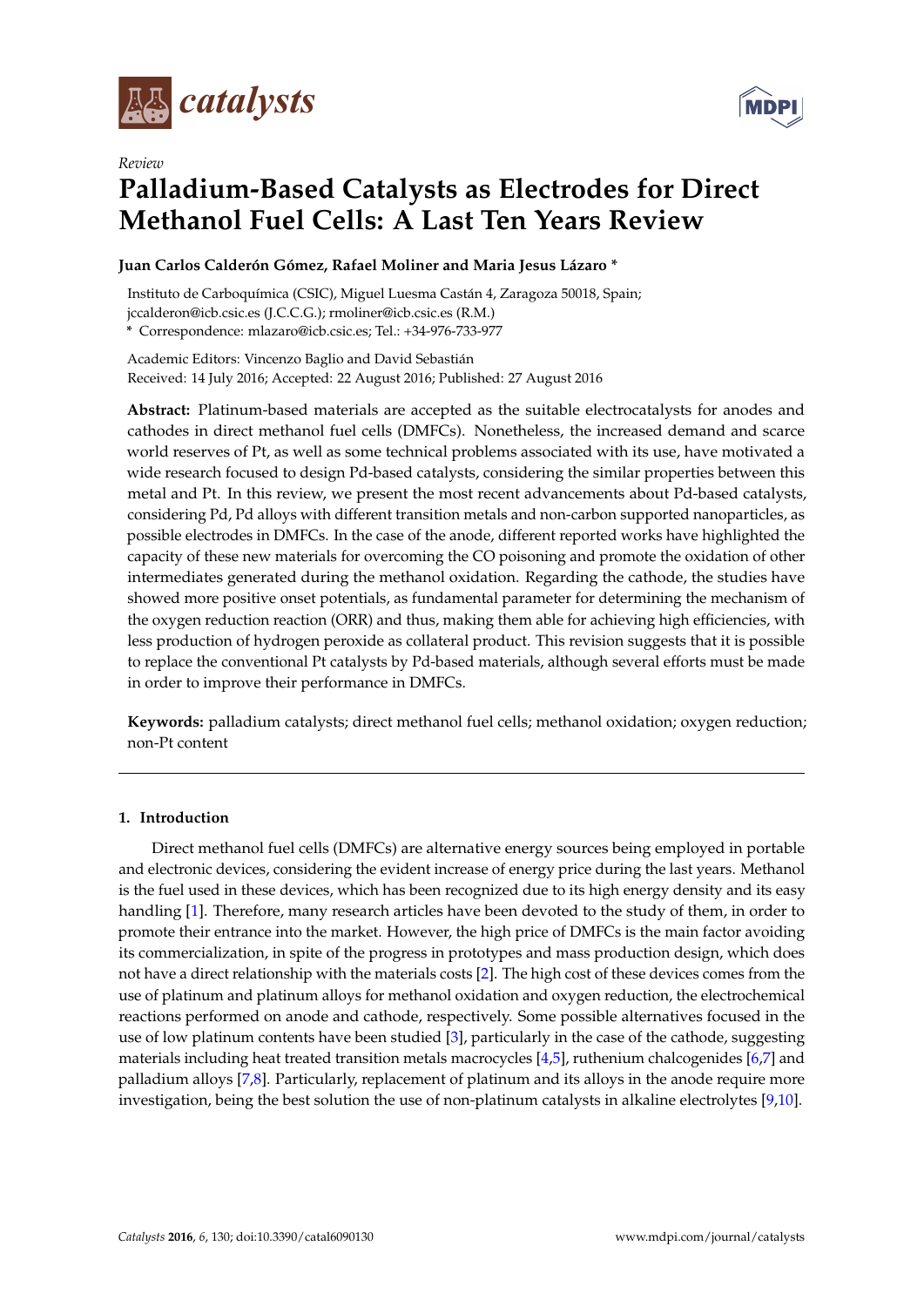*Review*

# Palladium-Based Catalysts as Electrodes for Direct Methanol Fuel Cells: A Last Ten Years Review

**Juan Carlos Calderón Gómez, Rafael Moliner and Maria Jesus Lázaro ***

Instituto de Carboquímica (CSIC), Miguel Luesma Castán 4, Zaragoza 50018, Spain; jccalderon@icb.csic.es (J.C.C.G.); rmoliner@icb.csic.es (R.M.)

* Correspondence: mlazaro@icb.csic.es; Tel.: +34-976-733-977

Academic Editors: Vincenzo Baglio and David Sebastián

Received: 14 July 2016; Accepted: 22 August 2016; Published: 27 August 2016

**Abstract:** Platinum-based materials are accepted as the suitable electrocatalysts for anodes and cathodes in direct methanol fuel cells (DMFCs). Nonetheless, the increased demand and scarce world reserves of Pt, as well as some technical problems associated with its use, have motivated a wide research focused to design Pd-based catalysts, considering the similar properties between this metal and Pt. In this review, we present the most recent advancements about Pd-based catalysts, considering Pd, Pd alloys with different transition metals and non-carbon supported nanoparticles, as possible electrodes in DMFCs. In the case of the anode, different reported works have highlighted the capacity of these new materials for overcoming the CO poisoning and promote the oxidation of other intermediates generated during the methanol oxidation. Regarding the cathode, the studies have showed more positive onset potentials, as fundamental parameter for determining the mechanism of the oxygen reduction reaction (ORR) and thus, making them able for achieving high efficiencies, with less production of hydrogen peroxide as collateral product. This revision suggests that it is possible to replace the conventional Pt catalysts by Pd-based materials, although several efforts must be made in order to improve their performance in DMFCs.

**Keywords:** palladium catalysts; direct methanol fuel cells; methanol oxidation; oxygen reduction; non-Pt content

## 1. Introduction

Direct methanol fuel cells (DMFCs) are alternative energy sources being employed in portable and electronic devices, considering the evident increase of energy price during the last years. Methanol is the fuel used in these devices, which has been recognized due to its high energy density and its easy handling [1]. Therefore, many research articles have been devoted to the study of them, in order to promote their entrance into the market. However, the high price of DMFCs is the main factor avoiding its commercialization, in spite of the progress in prototypes and mass production design, which does not have a direct relationship with the materials costs [2]. The high cost of these devices comes from the use of platinum and platinum alloys for methanol oxidation and oxygen reduction, the electrochemical reactions performed on anode and cathode, respectively. Some possible alternatives focused in the use of low platinum contents have been studied [3], particularly in the case of the cathode, suggesting materials including heat treated transition metals macrocycles [4,5], ruthenium chalcogenides [6,7] and palladium alloys [7,8]. Particularly, replacement of platinum and its alloys in the anode require more investigation, being the best solution the use of non-platinum catalysts in alkaline electrolytes [9,10].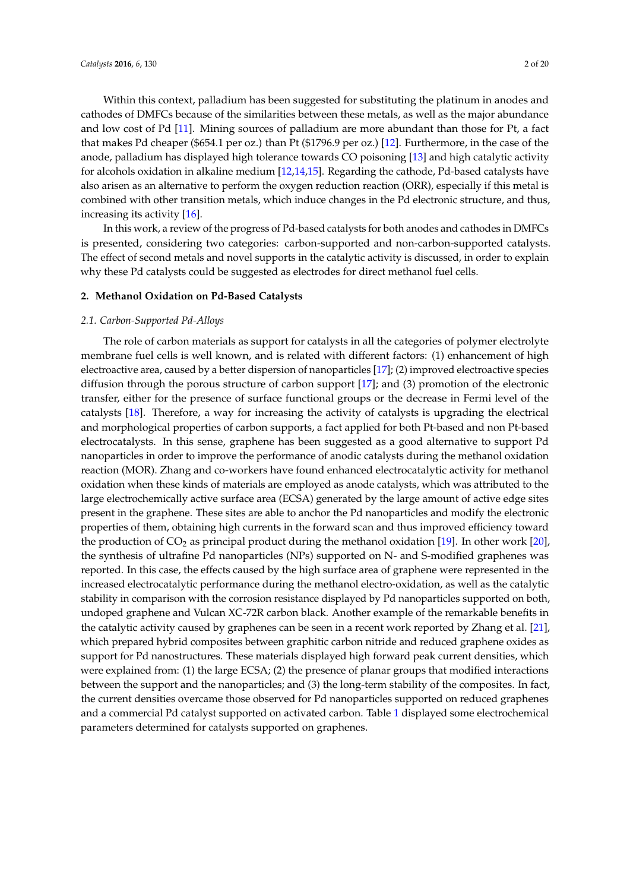Within this context, palladium has been suggested for substituting the platinum in anodes and cathodes of DMFCs because of the similarities between these metals, as well as the major abundance and low cost of Pd [11]. Mining sources of palladium are more abundant than those for Pt, a fact that makes Pd cheaper ($654.1 per oz.) than Pt ($1796.9 per oz.) [12]. Furthermore, in the case of the anode, palladium has displayed high tolerance towards CO poisoning [13] and high catalytic activity for alcohols oxidation in alkaline medium [12,14,15]. Regarding the cathode, Pd-based catalysts have also arisen as an alternative to perform the oxygen reduction reaction (ORR), especially if this metal is combined with other transition metals, which induce changes in the Pd electronic structure, and thus, increasing its activity [16].

In this work, a review of the progress of Pd-based catalysts for both anodes and cathodes in DMFCs is presented, considering two categories: carbon-supported and non-carbon-supported catalysts. The effect of second metals and novel supports in the catalytic activity is discussed, in order to explain why these Pd catalysts could be suggested as electrodes for direct methanol fuel cells.

## 2. Methanol Oxidation on Pd-Based Catalysts

### 2.1. Carbon-Supported Pd-Alloys

The role of carbon materials as support for catalysts in all the categories of polymer electrolyte membrane fuel cells is well known, and is related with different factors: (1) enhancement of high electroactive area, caused by a better dispersion of nanoparticles [17]; (2) improved electroactive species diffusion through the porous structure of carbon support [17]; and (3) promotion of the electronic transfer, either for the presence of surface functional groups or the decrease in Fermi level of the catalysts [18]. Therefore, a way for increasing the activity of catalysts is upgrading the electrical and morphological properties of carbon supports, a fact applied for both Pt-based and non Pt-based electrocatalysts. In this sense, graphene has been suggested as a good alternative to support Pd nanoparticles in order to improve the performance of anodic catalysts during the methanol oxidation reaction (MOR). Zhang and co-workers have found enhanced electrocatalytic activity for methanol oxidation when these kinds of materials are employed as anode catalysts, which was attributed to the large electrochemically active surface area (ECSA) generated by the large amount of active edge sites present in the graphene. These sites are able to anchor the Pd nanoparticles and modify the electronic properties of them, obtaining high currents in the forward scan and thus improved efficiency toward the production of $CO_2$ as principal product during the methanol oxidation [19]. In other work [20], the synthesis of ultrafine Pd nanoparticles (NPs) supported on N- and S-modified graphenes was reported. In this case, the effects caused by the high surface area of graphene were represented in the increased electrocatalytic performance during the methanol electro-oxidation, as well as the catalytic stability in comparison with the corrosion resistance displayed by Pd nanoparticles supported on both, undoped graphene and Vulcan XC-72R carbon black. Another example of the remarkable benefits in the catalytic activity caused by graphenes can be seen in a recent work reported by Zhang et al. [21], which prepared hybrid composites between graphitic carbon nitride and reduced graphene oxides as support for Pd nanostructures. These materials displayed high forward peak current densities, which were explained from: (1) the large ECSA; (2) the presence of planar groups that modified interactions between the support and the nanoparticles; and (3) the long-term stability of the composites. In fact, the current densities overcame those observed for Pd nanoparticles supported on reduced graphenes and a commercial Pd catalyst supported on activated carbon. Table 1 displayed some electrochemical parameters determined for catalysts supported on graphenes.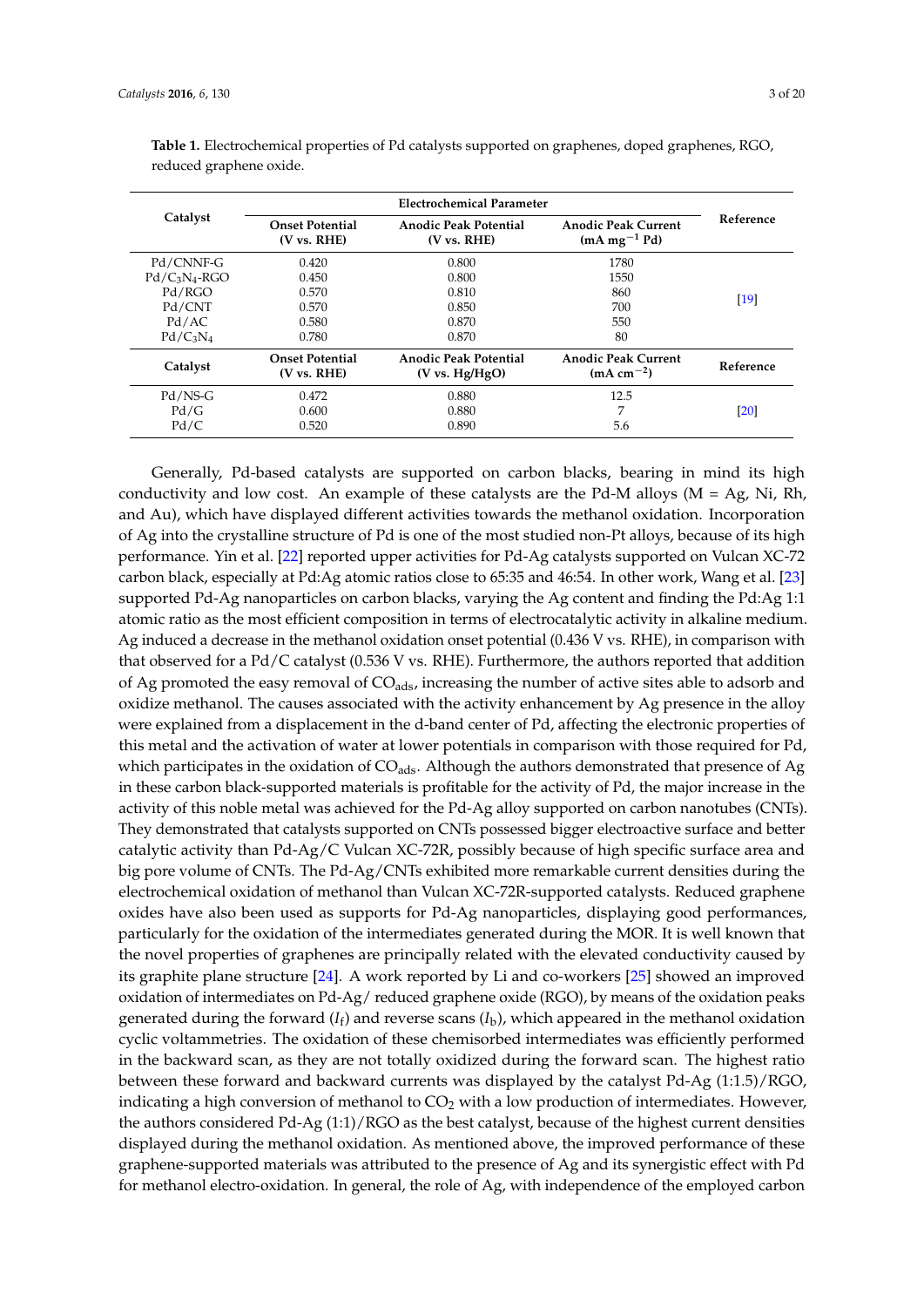**Table 1.** Electrochemical properties of Pd catalysts supported on graphenes, doped graphenes, RGO, reduced graphene oxide.

| Catalyst | Electrochemical Parameter | | | Reference |
|---|---|---|---|---|
| | Onset Potential (V vs. RHE) | Anodic Peak Potential (V vs. RHE) | Anodic Peak Current (mA $mg^{-1}$ Pd) | |
| Pd/CNNF-G | 0.420 | 0.800 | 1780 | [19] |
| Pd/$C_3N_4$-RGO | 0.450 | 0.800 | 1550 | |
| Pd/RGO | 0.570 | 0.810 | 860 | |
| Pd/CNT | 0.570 | 0.850 | 700 | |
| Pd/AC | 0.580 | 0.870 | 550 | |
| Pd/$C_3N_4$ | 0.780 | 0.870 | 80 | |
| **Catalyst** | **Onset Potential (V vs. RHE)** | **Anodic Peak Potential (V vs. Hg/HgO)** | **Anodic Peak Current (mA $cm^{-2}$)** | **Reference** |
| Pd/NS-G | 0.472 | 0.880 | 12.5 | [20] |
| Pd/G | 0.600 | 0.880 | 7 | |
| Pd/C | 0.520 | 0.890 | 5.6 | |

Generally, Pd-based catalysts are supported on carbon blacks, bearing in mind its high conductivity and low cost. An example of these catalysts are the Pd-M alloys (M = Ag, Ni, Rh, and Au), which have displayed different activities towards the methanol oxidation. Incorporation of Ag into the crystalline structure of Pd is one of the most studied non-Pt alloys, because of its high performance. Yin et al. [22] reported upper activities for Pd-Ag catalysts supported on Vulcan XC-72 carbon black, especially at Pd:Ag atomic ratios close to 65:35 and 46:54. In other work, Wang et al. [23] supported Pd-Ag nanoparticles on carbon blacks, varying the Ag content and finding the Pd:Ag 1:1 atomic ratio as the most efficient composition in terms of electrocatalytic activity in alkaline medium. Ag induced a decrease in the methanol oxidation onset potential (0.436 V vs. RHE), in comparison with that observed for a Pd/C catalyst (0.536 V vs. RHE). Furthermore, the authors reported that addition of Ag promoted the easy removal of $CO_{ads}$, increasing the number of active sites able to adsorb and oxidize methanol. The causes associated with the activity enhancement by Ag presence in the alloy were explained from a displacement in the d-band center of Pd, affecting the electronic properties of this metal and the activation of water at lower potentials in comparison with those required for Pd, which participates in the oxidation of $CO_{ads}$. Although the authors demonstrated that presence of Ag in these carbon black-supported materials is profitable for the activity of Pd, the major increase in the activity of this noble metal was achieved for the Pd-Ag alloy supported on carbon nanotubes (CNTs). They demonstrated that catalysts supported on CNTs possessed bigger electroactive surface and better catalytic activity than Pd-Ag/C Vulcan XC-72R, possibly because of high specific surface area and big pore volume of CNTs. The Pd-Ag/CNTs exhibited more remarkable current densities during the electrochemical oxidation of methanol than Vulcan XC-72R-supported catalysts. Reduced graphene oxides have also been used as supports for Pd-Ag nanoparticles, displaying good performances, particularly for the oxidation of the intermediates generated during the MOR. It is well known that the novel properties of graphenes are principally related with the elevated conductivity caused by its graphite plane structure [24]. A work reported by Li and co-workers [25] showed an improved oxidation of intermediates on Pd-Ag/ reduced graphene oxide (RGO), by means of the oxidation peaks generated during the forward ($I_f$) and reverse scans ($I_b$), which appeared in the methanol oxidation cyclic voltammetries. The oxidation of these chemisorbed intermediates was efficiently performed in the backward scan, as they are not totally oxidized during the forward scan. The highest ratio between these forward and backward currents was displayed by the catalyst Pd-Ag (1:1.5)/RGO, indicating a high conversion of methanol to $CO_2$ with a low production of intermediates. However, the authors considered Pd-Ag (1:1)/RGO as the best catalyst, because of the highest current densities displayed during the methanol oxidation. As mentioned above, the improved performance of these graphene-supported materials was attributed to the presence of Ag and its synergistic effect with Pd for methanol electro-oxidation. In general, the role of Ag, with independence of the employed carbon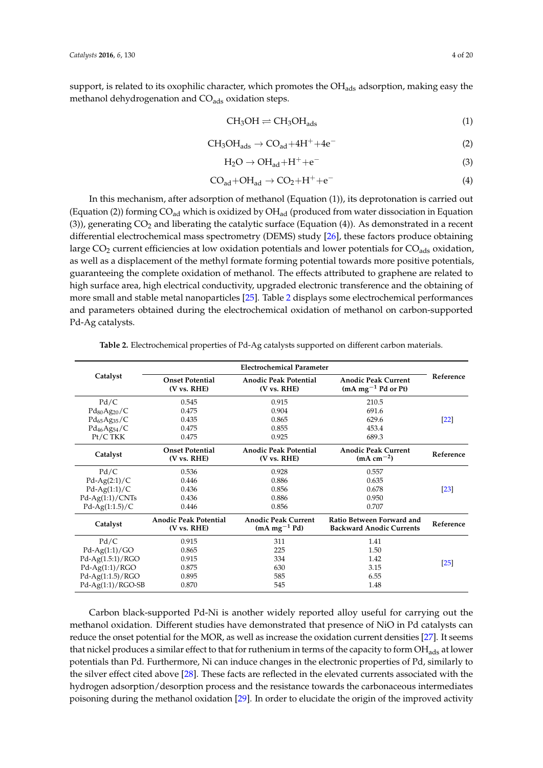support, is related to its oxophilic character, which promotes the $OH_{ads}$ adsorption, making easy the methanol dehydrogenation and $CO_{ads}$ oxidation steps.

$$CH_3OH \rightleftharpoons CH_3OH_{ads} \quad (1)$$

$$CH_3OH_{ads} \rightarrow CO_{ad} + 4H^+ + 4e^- \quad (2)$$

$$H_2O \rightarrow OH_{ad} + H^+ + e^- \quad (3)$$

$$CO_{ad} + OH_{ad} \rightarrow CO_2 + H^+ + e^- \quad (4)$$

In this mechanism, after adsorption of methanol (Equation (1)), its deprotonation is carried out (Equation (2)) forming $CO_{ad}$ which is oxidized by $OH_{ad}$ (produced from water dissociation in Equation (3)), generating $CO_2$ and liberating the catalytic surface (Equation (4)). As demonstrated in a recent differential electrochemical mass spectrometry (DEMS) study [26], these factors produce obtaining large $CO_2$ current efficiencies at low oxidation potentials and lower potentials for $CO_{ads}$ oxidation, as well as a displacement of the methyl formate forming potential towards more positive potentials, guaranteeing the complete oxidation of methanol. The effects attributed to graphene are related to high surface area, high electrical conductivity, upgraded electronic transference and the obtaining of more small and stable metal nanoparticles [25]. Table 2 displays some electrochemical performances and parameters obtained during the electrochemical oxidation of methanol on carbon-supported Pd-Ag catalysts.

**Table 2.** Electrochemical properties of Pd-Ag catalysts supported on different carbon materials.

| Catalyst | Electrochemical Parameter | | | Reference |
|---|---|---|---|---|
| | **Onset Potential (V vs. RHE)** | **Anodic Peak Potential (V vs. RHE)** | **Anodic Peak Current ($mA\ mg^{-1}$ Pd or Pt)** | |
| Pd/C | 0.545 | 0.915 | 210.5 | [22] |
| $Pd_{80}Ag_{20}$/C | 0.475 | 0.904 | 691.6 | [22] |
| $Pd_{65}Ag_{35}$/C | 0.435 | 0.865 | 629.6 | [22] |
| $Pd_{46}Ag_{54}$/C | 0.475 | 0.855 | 453.4 | [22] |
| Pt/C TKK | 0.475 | 0.925 | 689.3 | [22] |
| **Catalyst** | **Onset Potential (V vs. RHE)** | **Anodic Peak Potential (V vs. RHE)** | **Anodic Peak Current ($mA\ cm^{-2}$)** | **Reference** |
| Pd/C | 0.536 | 0.928 | 0.557 | [23] |
| Pd-Ag(2:1)/C | 0.446 | 0.886 | 0.635 | [23] |
| Pd-Ag(1:1)/C | 0.436 | 0.856 | 0.678 | [23] |
| Pd-Ag(1:1)/CNTs | 0.436 | 0.886 | 0.950 | [23] |
| Pd-Ag(1:1.5)/C | 0.446 | 0.856 | 0.707 | [23] |
| **Catalyst** | **Anodic Peak Potential (V vs. RHE)** | **Anodic Peak Current ($mA\ mg^{-1}$ Pd)** | **Ratio Between Forward and Backward Anodic Currents** | **Reference** |
| Pd/C | 0.915 | 311 | 1.41 | [25] |
| Pd-Ag(1:1)/GO | 0.865 | 225 | 1.50 | [25] |
| Pd-Ag(1.5:1)/RGO | 0.915 | 334 | 1.42 | [25] |
| Pd-Ag(1:1)/RGO | 0.875 | 630 | 3.15 | [25] |
| Pd-Ag(1:1.5)/RGO | 0.895 | 585 | 6.55 | [25] |
| Pd-Ag(1:1)/RGO-SB | 0.870 | 545 | 1.48 | [25] |

Carbon black-supported Pd-Ni is another widely reported alloy useful for carrying out the methanol oxidation. Different studies have demonstrated that presence of NiO in Pd catalysts can reduce the onset potential for the MOR, as well as increase the oxidation current densities [27]. It seems that nickel produces a similar effect to that for ruthenium in terms of the capacity to form $OH_{ads}$ at lower potentials than Pd. Furthermore, Ni can induce changes in the electronic properties of Pd, similarly to the silver effect cited above [28]. These facts are reflected in the elevated currents associated with the hydrogen adsorption/desorption process and the resistance towards the carbonaceous intermediates poisoning during the methanol oxidation [29]. In order to elucidate the origin of the improved activity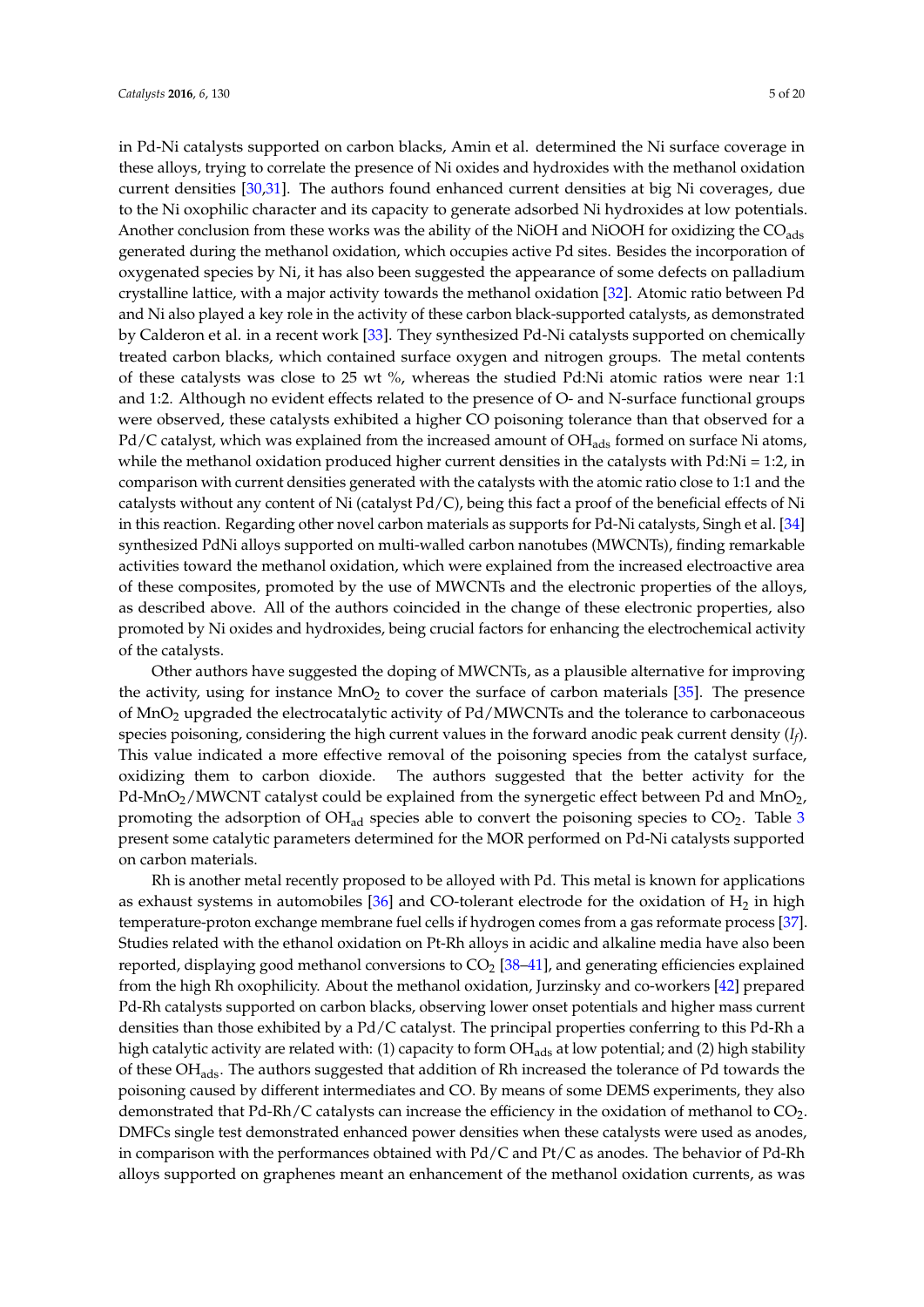in Pd-Ni catalysts supported on carbon blacks, Amin et al. determined the Ni surface coverage in these alloys, trying to correlate the presence of Ni oxides and hydroxides with the methanol oxidation current densities [30,31]. The authors found enhanced current densities at big Ni coverages, due to the Ni oxophilic character and its capacity to generate adsorbed Ni hydroxides at low potentials. Another conclusion from these works was the ability of the NiOH and NiOOH for oxidizing the $CO_{ads}$ generated during the methanol oxidation, which occupies active Pd sites. Besides the incorporation of oxygenated species by Ni, it has also been suggested the appearance of some defects on palladium crystalline lattice, with a major activity towards the methanol oxidation [32]. Atomic ratio between Pd and Ni also played a key role in the activity of these carbon black-supported catalysts, as demonstrated by Calderon et al. in a recent work [33]. They synthesized Pd-Ni catalysts supported on chemically treated carbon blacks, which contained surface oxygen and nitrogen groups. The metal contents of these catalysts was close to 25 wt %, whereas the studied Pd:Ni atomic ratios were near 1:1 and 1:2. Although no evident effects related to the presence of O- and N-surface functional groups were observed, these catalysts exhibited a higher CO poisoning tolerance than that observed for a Pd/C catalyst, which was explained from the increased amount of $OH_{ads}$ formed on surface Ni atoms, while the methanol oxidation produced higher current densities in the catalysts with Pd:Ni = 1:2, in comparison with current densities generated with the catalysts with the atomic ratio close to 1:1 and the catalysts without any content of Ni (catalyst Pd/C), being this fact a proof of the beneficial effects of Ni in this reaction. Regarding other novel carbon materials as supports for Pd-Ni catalysts, Singh et al. [34] synthesized PdNi alloys supported on multi-walled carbon nanotubes (MWCNTs), finding remarkable activities toward the methanol oxidation, which were explained from the increased electroactive area of these composites, promoted by the use of MWCNTs and the electronic properties of the alloys, as described above. All of the authors coincided in the change of these electronic properties, also promoted by Ni oxides and hydroxides, being crucial factors for enhancing the electrochemical activity of the catalysts.

Other authors have suggested the doping of MWCNTs, as a plausible alternative for improving the activity, using for instance $MnO_2$ to cover the surface of carbon materials [35]. The presence of $MnO_2$ upgraded the electrocatalytic activity of Pd/MWCNTs and the tolerance to carbonaceous species poisoning, considering the high current values in the forward anodic peak current density ($I_f$). This value indicated a more effective removal of the poisoning species from the catalyst surface, oxidizing them to carbon dioxide. The authors suggested that the better activity for the Pd-$MnO_2$/MWCNT catalyst could be explained from the synergetic effect between Pd and $MnO_2$, promoting the adsorption of $OH_{ad}$ species able to convert the poisoning species to $CO_2$. Table 3 present some catalytic parameters determined for the MOR performed on Pd-Ni catalysts supported on carbon materials.

Rh is another metal recently proposed to be alloyed with Pd. This metal is known for applications as exhaust systems in automobiles [36] and CO-tolerant electrode for the oxidation of $H_2$ in high temperature-proton exchange membrane fuel cells if hydrogen comes from a gas reformate process [37]. Studies related with the ethanol oxidation on Pt-Rh alloys in acidic and alkaline media have also been reported, displaying good methanol conversions to $CO_2$ [38–41], and generating efficiencies explained from the high Rh oxophilicity. About the methanol oxidation, Jurzinsky and co-workers [42] prepared Pd-Rh catalysts supported on carbon blacks, observing lower onset potentials and higher mass current densities than those exhibited by a Pd/C catalyst. The principal properties conferring to this Pd-Rh a high catalytic activity are related with: (1) capacity to form $OH_{ads}$ at low potential; and (2) high stability of these $OH_{ads}$. The authors suggested that addition of Rh increased the tolerance of Pd towards the poisoning caused by different intermediates and CO. By means of some DEMS experiments, they also demonstrated that Pd-Rh/C catalysts can increase the efficiency in the oxidation of methanol to $CO_2$. DMFCs single test demonstrated enhanced power densities when these catalysts were used as anodes, in comparison with the performances obtained with Pd/C and Pt/C as anodes. The behavior of Pd-Rh alloys supported on graphenes meant an enhancement of the methanol oxidation currents, as was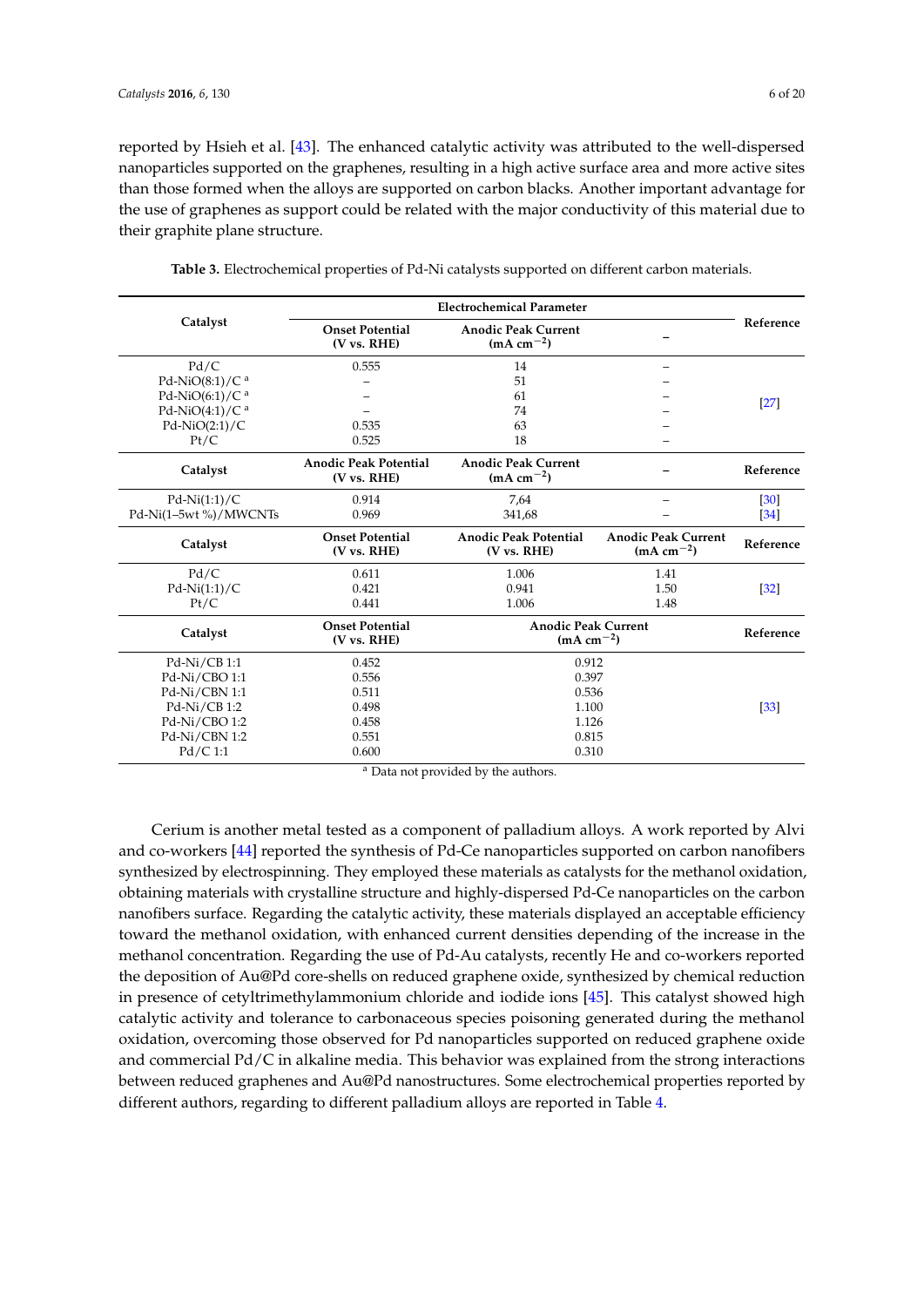reported by Hsieh et al. [43]. The enhanced catalytic activity was attributed to the well-dispersed nanoparticles supported on the graphenes, resulting in a high active surface area and more active sites than those formed when the alloys are supported on carbon blacks. Another important advantage for the use of graphenes as support could be related with the major conductivity of this material due to their graphite plane structure.

**Table 3.** Electrochemical properties of Pd-Ni catalysts supported on different carbon materials.

| Catalyst | Electrochemical Parameter | | | Reference |
|---|---|---|---|---|
| | **Onset Potential (V vs. RHE)** | **Anodic Peak Current (mA cm$^{-2}$)** | **–** | |
| Pd/C | 0.555 | 14 | – | [27] |
| Pd-NiO(8:1)/C [a] | – | 51 | – | |
| Pd-NiO(6:1)/C [a] | – | 61 | – | |
| Pd-NiO(4:1)/C [a] | – | 74 | – | |
| Pd-NiO(2:1)/C | 0.535 | 63 | – | |
| Pt/C | 0.525 | 18 | – | |
| **Catalyst** | **Anodic Peak Potential (V vs. RHE)** | **Anodic Peak Current (mA cm$^{-2}$)** | **–** | **Reference** |
| Pd-Ni(1:1)/C | 0.914 | 7,64 | – | [30] |
| Pd-Ni(1–5wt %)/MWCNTs | 0.969 | 341,68 | – | [34] |
| **Catalyst** | **Onset Potential (V vs. RHE)** | **Anodic Peak Potential (V vs. RHE)** | **Anodic Peak Current (mA cm$^{-2}$)** | **Reference** |
| Pd/C | 0.611 | 1.006 | 1.41 | [32] |
| Pd-Ni(1:1)/C | 0.421 | 0.941 | 1.50 | |
| Pt/C | 0.441 | 1.006 | 1.48 | |
| **Catalyst** | **Onset Potential (V vs. RHE)** | **Anodic Peak Current (mA cm$^{-2}$)** | | **Reference** |
| Pd-Ni/CB 1:1 | 0.452 | 0.912 | | [33] |
| Pd-Ni/CBO 1:1 | 0.556 | 0.397 | | |
| Pd-Ni/CBN 1:1 | 0.511 | 0.536 | | |
| Pd-Ni/CB 1:2 | 0.498 | 1.100 | | |
| Pd-Ni/CBO 1:2 | 0.458 | 1.126 | | |
| Pd-Ni/CBN 1:2 | 0.551 | 0.815 | | |
| Pd/C 1:1 | 0.600 | 0.310 | | |

[a] Data not provided by the authors.

Cerium is another metal tested as a component of palladium alloys. A work reported by Alvi and co-workers [44] reported the synthesis of Pd-Ce nanoparticles supported on carbon nanofibers synthesized by electrospinning. They employed these materials as catalysts for the methanol oxidation, obtaining materials with crystalline structure and highly-dispersed Pd-Ce nanoparticles on the carbon nanofibers surface. Regarding the catalytic activity, these materials displayed an acceptable efficiency toward the methanol oxidation, with enhanced current densities depending of the increase in the methanol concentration. Regarding the use of Pd-Au catalysts, recently He and co-workers reported the deposition of Au@Pd core-shells on reduced graphene oxide, synthesized by chemical reduction in presence of cetyltrimethylammonium chloride and iodide ions [45]. This catalyst showed high catalytic activity and tolerance to carbonaceous species poisoning generated during the methanol oxidation, overcoming those observed for Pd nanoparticles supported on reduced graphene oxide and commercial Pd/C in alkaline media. This behavior was explained from the strong interactions between reduced graphenes and Au@Pd nanostructures. Some electrochemical properties reported by different authors, regarding to different palladium alloys are reported in Table 4.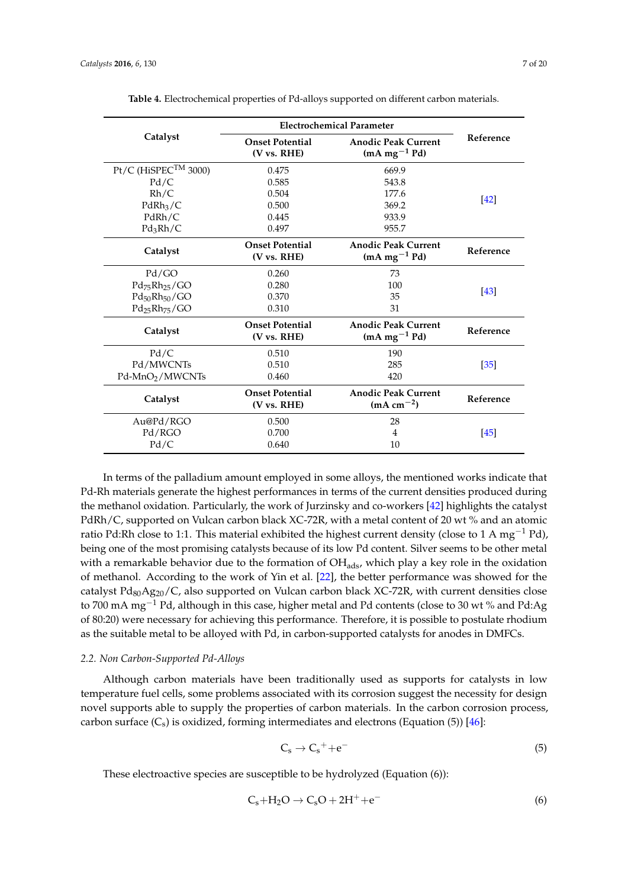**Table 4.** Electrochemical properties of Pd-alloys supported on different carbon materials.

| Catalyst | Electrochemical Parameter | | Reference |
|---|---|---|---|
| | Onset Potential (V vs. RHE) | Anodic Peak Current ($mA\ mg^{-1}$ Pd) | |
| Pt/C (HiSPEC™ 3000) | 0.475 | 669.9 | [42] |
| Pd/C | 0.585 | 543.8 | |
| Rh/C | 0.504 | 177.6 | |
| $PdRh_3/C$ | 0.500 | 369.2 | |
| PdRh/C | 0.445 | 933.9 | |
| $Pd_3Rh/C$ | 0.497 | 955.7 | |
| **Catalyst** | **Onset Potential (V vs. RHE)** | **Anodic Peak Current ($mA\ mg^{-1}$ Pd)** | **Reference** |
| Pd/GO | 0.260 | 73 | [43] |
| $Pd_{75}Rh_{25}/GO$ | 0.280 | 100 | |
| $Pd_{50}Rh_{50}/GO$ | 0.370 | 35 | |
| $Pd_{25}Rh_{75}/GO$ | 0.310 | 31 | |
| **Catalyst** | **Onset Potential (V vs. RHE)** | **Anodic Peak Current ($mA\ mg^{-1}$ Pd)** | **Reference** |
| Pd/C | 0.510 | 190 | [35] |
| Pd/MWCNTs | 0.510 | 285 | |
| $Pd\text{-}MnO_2/MWCNTs$ | 0.460 | 420 | |
| **Catalyst** | **Onset Potential (V vs. RHE)** | **Anodic Peak Current ($mA\ cm^{-2}$)** | **Reference** |
| Au@Pd/RGO | 0.500 | 28 | [45] |
| Pd/RGO | 0.700 | 4 | |
| Pd/C | 0.640 | 10 | |

In terms of the palladium amount employed in some alloys, the mentioned works indicate that Pd-Rh materials generate the highest performances in terms of the current densities produced during the methanol oxidation. Particularly, the work of Jurzinsky and co-workers [42] highlights the catalyst PdRh/C, supported on Vulcan carbon black XC-72R, with a metal content of 20 wt % and an atomic ratio Pd:Rh close to 1:1. This material exhibited the highest current density (close to 1 A $mg^{-1}$ Pd), being one of the most promising catalysts because of its low Pd content. Silver seems to be other metal with a remarkable behavior due to the formation of $OH_{ads}$, which play a key role in the oxidation of methanol. According to the work of Yin et al. [22], the better performance was showed for the catalyst $Pd_{80}Ag_{20}/C$, also supported on Vulcan carbon black XC-72R, with current densities close to 700 mA $mg^{-1}$ Pd, although in this case, higher metal and Pd contents (close to 30 wt % and Pd:Ag of 80:20) were necessary for achieving this performance. Therefore, it is possible to postulate rhodium as the suitable metal to be alloyed with Pd, in carbon-supported catalysts for anodes in DMFCs.

### *2.2. Non Carbon-Supported Pd-Alloys*

Although carbon materials have been traditionally used as supports for catalysts in low temperature fuel cells, some problems associated with its corrosion suggest the necessity for design novel supports able to supply the properties of carbon materials. In the carbon corrosion process, carbon surface ($C_s$) is oxidized, forming intermediates and electrons (Equation (5)) [46]:

$$C_s \rightarrow C_s{}^{+} + e^{-} \quad (5)$$

These electroactive species are susceptible to be hydrolyzed (Equation (6)):

$$C_s + H_2O \rightarrow C_sO + 2H^{+} + e^{-} \quad (6)$$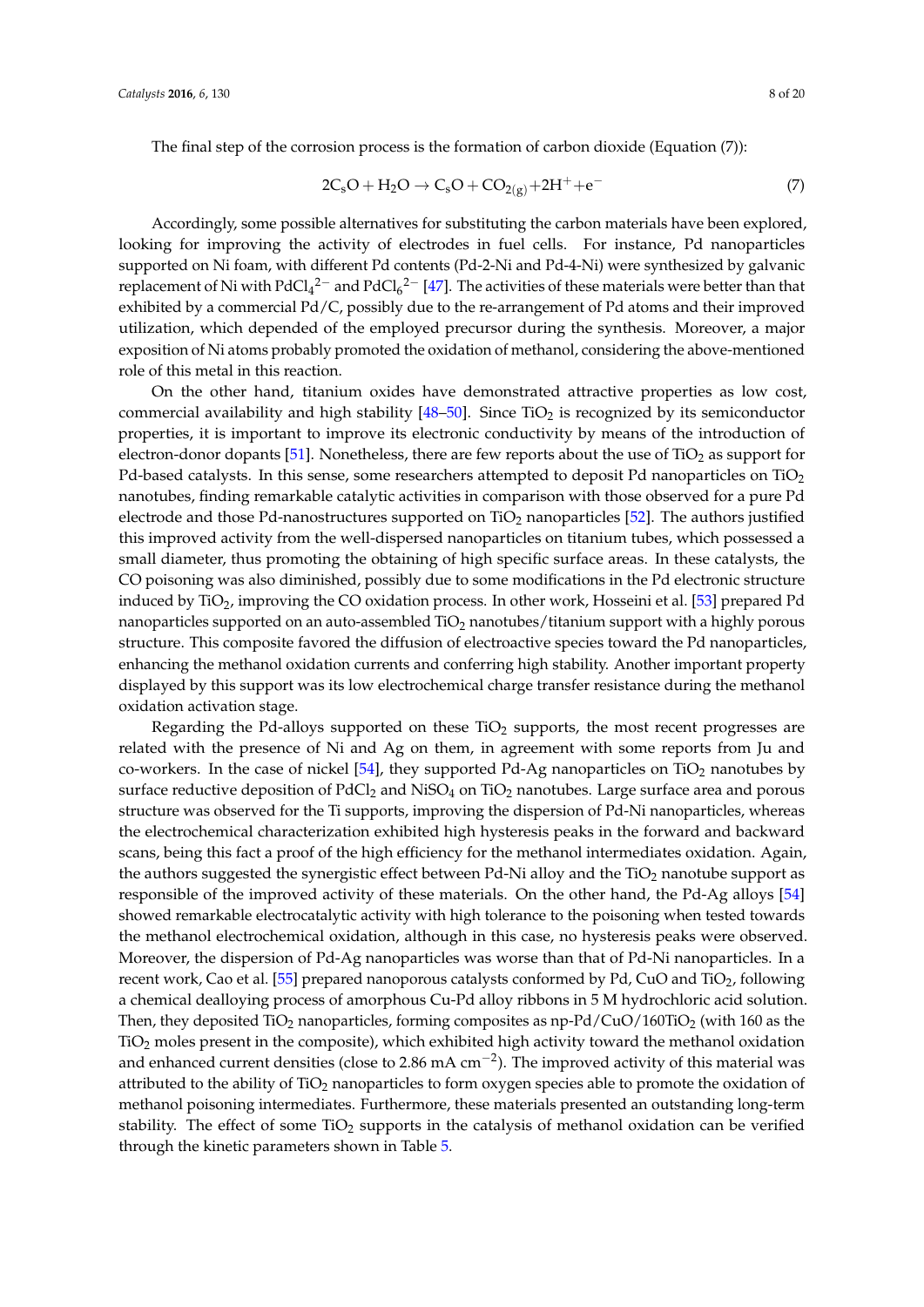The final step of the corrosion process is the formation of carbon dioxide (Equation (7)):

$$2C_sO + H_2O \rightarrow C_sO + CO_{2(g)} + 2H^+ + e^- \quad (7)$$

Accordingly, some possible alternatives for substituting the carbon materials have been explored, looking for improving the activity of electrodes in fuel cells. For instance, Pd nanoparticles supported on Ni foam, with different Pd contents (Pd-2-Ni and Pd-4-Ni) were synthesized by galvanic replacement of Ni with $PdCl_4^{2-}$ and $PdCl_6^{2-}$ [47]. The activities of these materials were better than that exhibited by a commercial Pd/C, possibly due to the re-arrangement of Pd atoms and their improved utilization, which depended of the employed precursor during the synthesis. Moreover, a major exposition of Ni atoms probably promoted the oxidation of methanol, considering the above-mentioned role of this metal in this reaction.

On the other hand, titanium oxides have demonstrated attractive properties as low cost, commercial availability and high stability [48–50]. Since $TiO_2$ is recognized by its semiconductor properties, it is important to improve its electronic conductivity by means of the introduction of electron-donor dopants [51]. Nonetheless, there are few reports about the use of $TiO_2$ as support for Pd-based catalysts. In this sense, some researchers attempted to deposit Pd nanoparticles on $TiO_2$ nanotubes, finding remarkable catalytic activities in comparison with those observed for a pure Pd electrode and those Pd-nanostructures supported on $TiO_2$ nanoparticles [52]. The authors justified this improved activity from the well-dispersed nanoparticles on titanium tubes, which possessed a small diameter, thus promoting the obtaining of high specific surface areas. In these catalysts, the CO poisoning was also diminished, possibly due to some modifications in the Pd electronic structure induced by $TiO_2$, improving the CO oxidation process. In other work, Hosseini et al. [53] prepared Pd nanoparticles supported on an auto-assembled $TiO_2$ nanotubes/titanium support with a highly porous structure. This composite favored the diffusion of electroactive species toward the Pd nanoparticles, enhancing the methanol oxidation currents and conferring high stability. Another important property displayed by this support was its low electrochemical charge transfer resistance during the methanol oxidation activation stage.

Regarding the Pd-alloys supported on these $TiO_2$ supports, the most recent progresses are related with the presence of Ni and Ag on them, in agreement with some reports from Ju and co-workers. In the case of nickel [54], they supported Pd-Ag nanoparticles on $TiO_2$ nanotubes by surface reductive deposition of $PdCl_2$ and $NiSO_4$ on $TiO_2$ nanotubes. Large surface area and porous structure was observed for the Ti supports, improving the dispersion of Pd-Ni nanoparticles, whereas the electrochemical characterization exhibited high hysteresis peaks in the forward and backward scans, being this fact a proof of the high efficiency for the methanol intermediates oxidation. Again, the authors suggested the synergistic effect between Pd-Ni alloy and the $TiO_2$ nanotube support as responsible of the improved activity of these materials. On the other hand, the Pd-Ag alloys [54] showed remarkable electrocatalytic activity with high tolerance to the poisoning when tested towards the methanol electrochemical oxidation, although in this case, no hysteresis peaks were observed. Moreover, the dispersion of Pd-Ag nanoparticles was worse than that of Pd-Ni nanoparticles. In a recent work, Cao et al. [55] prepared nanoporous catalysts conformed by Pd, CuO and $TiO_2$, following a chemical dealloying process of amorphous Cu-Pd alloy ribbons in 5 M hydrochloric acid solution. Then, they deposited $TiO_2$ nanoparticles, forming composites as np-Pd/CuO/160$TiO_2$ (with 160 as the $TiO_2$ moles present in the composite), which exhibited high activity toward the methanol oxidation and enhanced current densities (close to 2.86 mA $cm^{-2}$). The improved activity of this material was attributed to the ability of $TiO_2$ nanoparticles to form oxygen species able to promote the oxidation of methanol poisoning intermediates. Furthermore, these materials presented an outstanding long-term stability. The effect of some $TiO_2$ supports in the catalysis of methanol oxidation can be verified through the kinetic parameters shown in Table 5.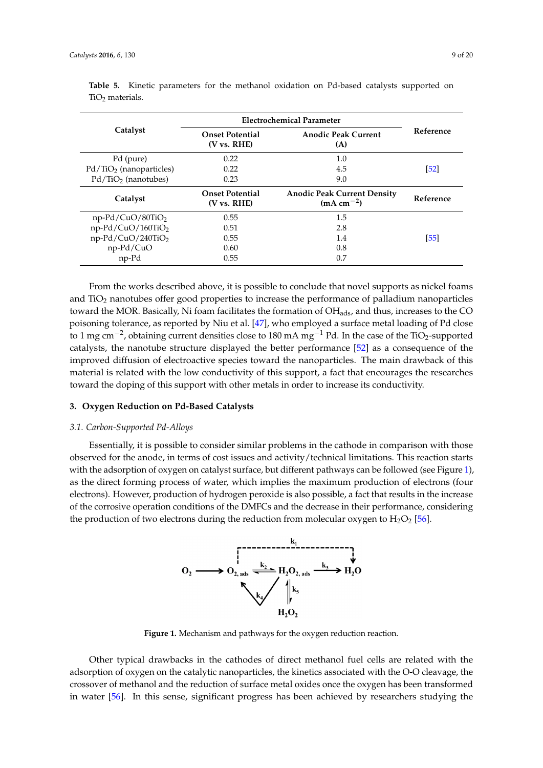**Table 5.** Kinetic parameters for the methanol oxidation on Pd-based catalysts supported on $TiO_2$ materials.

| Catalyst | Electrochemical Parameter | | Reference |
|---|---|---|---|
| | Onset Potential (V vs. RHE) | Anodic Peak Current (A) | |
| Pd (pure) | 0.22 | 1.0 | [52] |
| Pd/$TiO_2$ (nanoparticles) | 0.22 | 4.5 | |
| Pd/$TiO_2$ (nanotubes) | 0.23 | 9.0 | |
| **Catalyst** | **Onset Potential (V vs. RHE)** | **Anodic Peak Current Density ($mA\ cm^{-2}$)** | **Reference** |
| np-Pd/CuO/80$TiO_2$ | 0.55 | 1.5 | [55] |
| np-Pd/CuO/160$TiO_2$ | 0.51 | 2.8 | |
| np-Pd/CuO/240$TiO_2$ | 0.55 | 1.4 | |
| np-Pd/CuO | 0.60 | 0.8 | |
| np-Pd | 0.55 | 0.7 | |

From the works described above, it is possible to conclude that novel supports as nickel foams and $TiO_2$ nanotubes offer good properties to increase the performance of palladium nanoparticles toward the MOR. Basically, Ni foam facilitates the formation of $OH_{ads}$, and thus, increases to the CO poisoning tolerance, as reported by Niu et al. [47], who employed a surface metal loading of Pd close to 1 mg $cm^{-2}$, obtaining current densities close to 180 mA $mg^{-1}$ Pd. In the case of the $TiO_2$-supported catalysts, the nanotube structure displayed the better performance [52] as a consequence of the improved diffusion of electroactive species toward the nanoparticles. The main drawback of this material is related with the low conductivity of this support, a fact that encourages the researches toward the doping of this support with other metals in order to increase its conductivity.

## 3. Oxygen Reduction on Pd-Based Catalysts

### *3.1. Carbon-Supported Pd-Alloys*

Essentially, it is possible to consider similar problems in the cathode in comparison with those observed for the anode, in terms of cost issues and activity/technical limitations. This reaction starts with the adsorption of oxygen on catalyst surface, but different pathways can be followed (see Figure 1), as the direct forming process of water, which implies the maximum production of electrons (four electrons). However, production of hydrogen peroxide is also possible, a fact that results in the increase of the corrosive operation conditions of the DMFCs and the decrease in their performance, considering the production of two electrons during the reduction from molecular oxygen to $H_2O_2$ [56].

**Figure 1.** Mechanism and pathways for the oxygen reduction reaction.

Other typical drawbacks in the cathodes of direct methanol fuel cells are related with the adsorption of oxygen on the catalytic nanoparticles, the kinetics associated with the O-O cleavage, the crossover of methanol and the reduction of surface metal oxides once the oxygen has been transformed in water [56]. In this sense, significant progress has been achieved by researchers studying the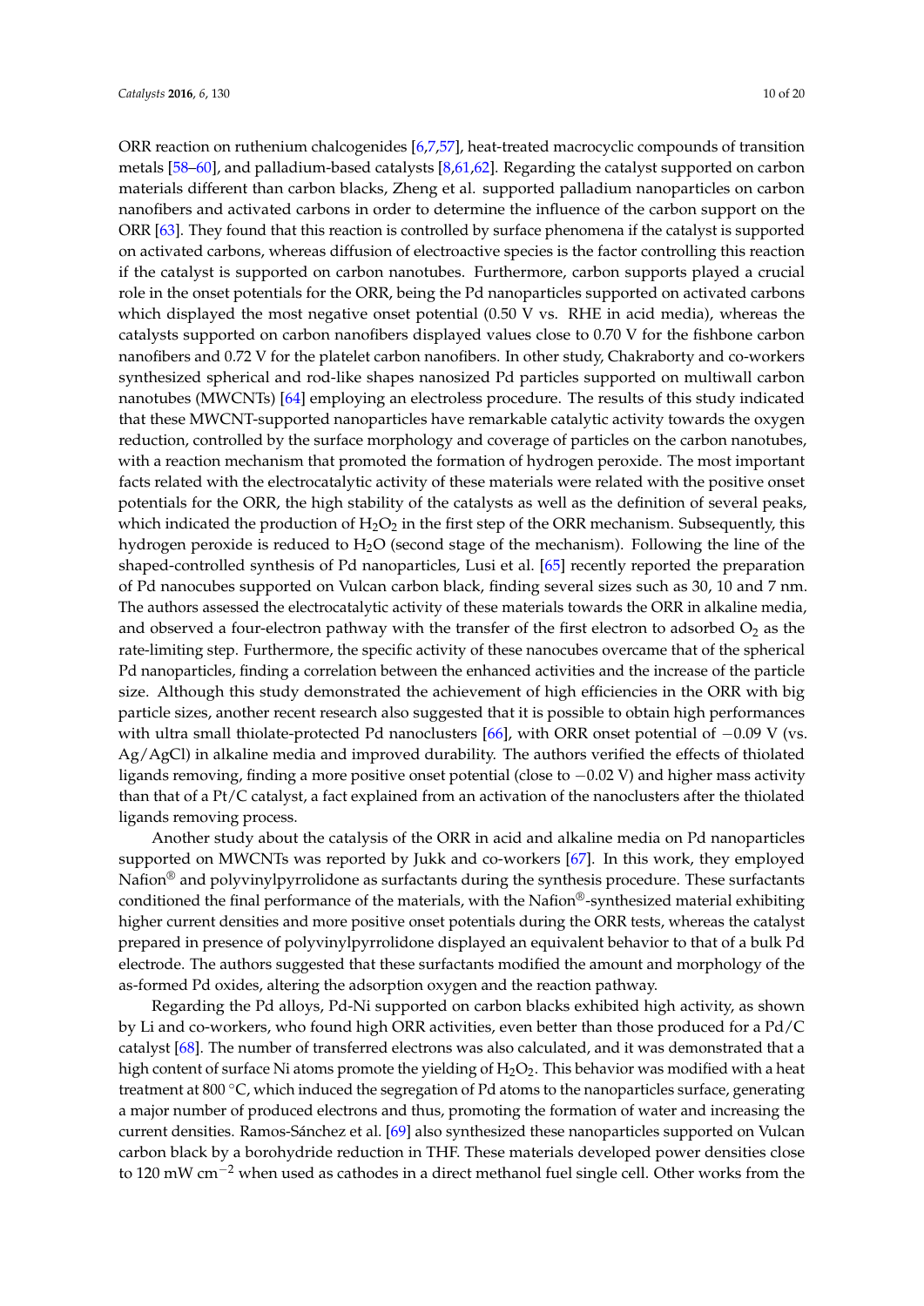ORR reaction on ruthenium chalcogenides [6,7,57], heat-treated macrocyclic compounds of transition metals [58–60], and palladium-based catalysts [8,61,62]. Regarding the catalyst supported on carbon materials different than carbon blacks, Zheng et al. supported palladium nanoparticles on carbon nanofibers and activated carbons in order to determine the influence of the carbon support on the ORR [63]. They found that this reaction is controlled by surface phenomena if the catalyst is supported on activated carbons, whereas diffusion of electroactive species is the factor controlling this reaction if the catalyst is supported on carbon nanotubes. Furthermore, carbon supports played a crucial role in the onset potentials for the ORR, being the Pd nanoparticles supported on activated carbons which displayed the most negative onset potential (0.50 V vs. RHE in acid media), whereas the catalysts supported on carbon nanofibers displayed values close to 0.70 V for the fishbone carbon nanofibers and 0.72 V for the platelet carbon nanofibers. In other study, Chakraborty and co-workers synthesized spherical and rod-like shapes nanosized Pd particles supported on multiwall carbon nanotubes (MWCNTs) [64] employing an electroless procedure. The results of this study indicated that these MWCNT-supported nanoparticles have remarkable catalytic activity towards the oxygen reduction, controlled by the surface morphology and coverage of particles on the carbon nanotubes, with a reaction mechanism that promoted the formation of hydrogen peroxide. The most important facts related with the electrocatalytic activity of these materials were related with the positive onset potentials for the ORR, the high stability of the catalysts as well as the definition of several peaks, which indicated the production of $H_2O_2$ in the first step of the ORR mechanism. Subsequently, this hydrogen peroxide is reduced to $H_2O$ (second stage of the mechanism). Following the line of the shaped-controlled synthesis of Pd nanoparticles, Lusi et al. [65] recently reported the preparation of Pd nanocubes supported on Vulcan carbon black, finding several sizes such as 30, 10 and 7 nm. The authors assessed the electrocatalytic activity of these materials towards the ORR in alkaline media, and observed a four-electron pathway with the transfer of the first electron to adsorbed $O_2$ as the rate-limiting step. Furthermore, the specific activity of these nanocubes overcame that of the spherical Pd nanoparticles, finding a correlation between the enhanced activities and the increase of the particle size. Although this study demonstrated the achievement of high efficiencies in the ORR with big particle sizes, another recent research also suggested that it is possible to obtain high performances with ultra small thiolate-protected Pd nanoclusters [66], with ORR onset potential of −0.09 V (vs. Ag/AgCl) in alkaline media and improved durability. The authors verified the effects of thiolated ligands removing, finding a more positive onset potential (close to −0.02 V) and higher mass activity than that of a Pt/C catalyst, a fact explained from an activation of the nanoclusters after the thiolated ligands removing process.

Another study about the catalysis of the ORR in acid and alkaline media on Pd nanoparticles supported on MWCNTs was reported by Jukk and co-workers [67]. In this work, they employed Nafion® and polyvinylpyrrolidone as surfactants during the synthesis procedure. These surfactants conditioned the final performance of the materials, with the Nafion®-synthesized material exhibiting higher current densities and more positive onset potentials during the ORR tests, whereas the catalyst prepared in presence of polyvinylpyrrolidone displayed an equivalent behavior to that of a bulk Pd electrode. The authors suggested that these surfactants modified the amount and morphology of the as-formed Pd oxides, altering the adsorption oxygen and the reaction pathway.

Regarding the Pd alloys, Pd-Ni supported on carbon blacks exhibited high activity, as shown by Li and co-workers, who found high ORR activities, even better than those produced for a Pd/C catalyst [68]. The number of transferred electrons was also calculated, and it was demonstrated that a high content of surface Ni atoms promote the yielding of $H_2O_2$. This behavior was modified with a heat treatment at 800 °C, which induced the segregation of Pd atoms to the nanoparticles surface, generating a major number of produced electrons and thus, promoting the formation of water and increasing the current densities. Ramos-Sánchez et al. [69] also synthesized these nanoparticles supported on Vulcan carbon black by a borohydride reduction in THF. These materials developed power densities close to 120 mW $cm^{-2}$ when used as cathodes in a direct methanol fuel single cell. Other works from the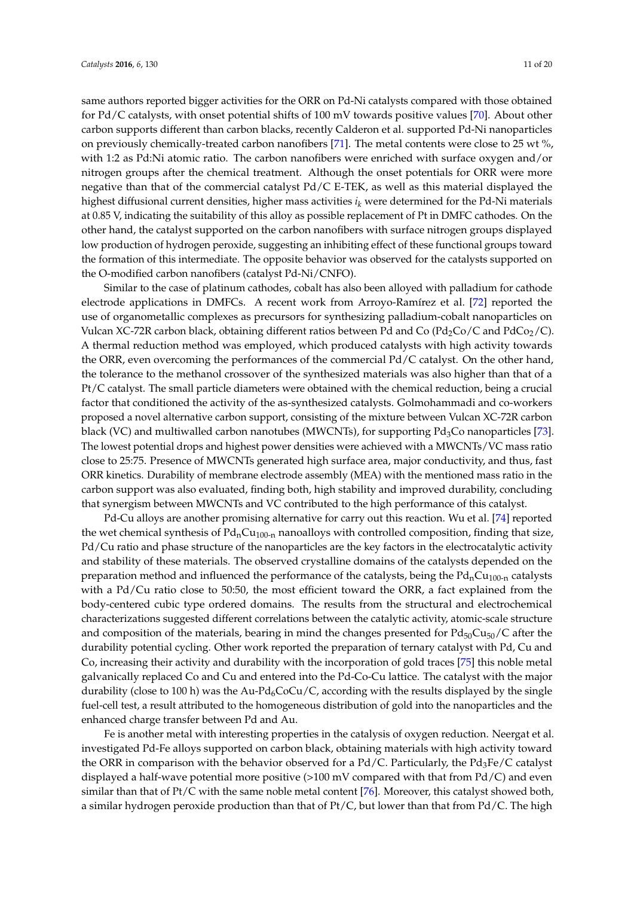same authors reported bigger activities for the ORR on Pd-Ni catalysts compared with those obtained for Pd/C catalysts, with onset potential shifts of 100 mV towards positive values [70]. About other carbon supports different than carbon blacks, recently Calderon et al. supported Pd-Ni nanoparticles on previously chemically-treated carbon nanofibers [71]. The metal contents were close to 25 wt %, with 1:2 as Pd:Ni atomic ratio. The carbon nanofibers were enriched with surface oxygen and/or nitrogen groups after the chemical treatment. Although the onset potentials for ORR were more negative than that of the commercial catalyst Pd/C E-TEK, as well as this material displayed the highest diffusional current densities, higher mass activities $i_k$ were determined for the Pd-Ni materials at 0.85 V, indicating the suitability of this alloy as possible replacement of Pt in DMFC cathodes. On the other hand, the catalyst supported on the carbon nanofibers with surface nitrogen groups displayed low production of hydrogen peroxide, suggesting an inhibiting effect of these functional groups toward the formation of this intermediate. The opposite behavior was observed for the catalysts supported on the O-modified carbon nanofibers (catalyst Pd-Ni/CNFO).

Similar to the case of platinum cathodes, cobalt has also been alloyed with palladium for cathode electrode applications in DMFCs. A recent work from Arroyo-Ramírez et al. [72] reported the use of organometallic complexes as precursors for synthesizing palladium-cobalt nanoparticles on Vulcan XC-72R carbon black, obtaining different ratios between Pd and Co ($Pd_2Co$/C and $PdCo_2$/C). A thermal reduction method was employed, which produced catalysts with high activity towards the ORR, even overcoming the performances of the commercial Pd/C catalyst. On the other hand, the tolerance to the methanol crossover of the synthesized materials was also higher than that of a Pt/C catalyst. The small particle diameters were obtained with the chemical reduction, being a crucial factor that conditioned the activity of the as-synthesized catalysts. Golmohammadi and co-workers proposed a novel alternative carbon support, consisting of the mixture between Vulcan XC-72R carbon black (VC) and multiwalled carbon nanotubes (MWCNTs), for supporting $Pd_3Co$ nanoparticles [73]. The lowest potential drops and highest power densities were achieved with a MWCNTs/VC mass ratio close to 25:75. Presence of MWCNTs generated high surface area, major conductivity, and thus, fast ORR kinetics. Durability of membrane electrode assembly (MEA) with the mentioned mass ratio in the carbon support was also evaluated, finding both, high stability and improved durability, concluding that synergism between MWCNTs and VC contributed to the high performance of this catalyst.

Pd-Cu alloys are another promising alternative for carry out this reaction. Wu et al. [74] reported the wet chemical synthesis of $Pd_nCu_{100\text{-}n}$ nanoalloys with controlled composition, finding that size, Pd/Cu ratio and phase structure of the nanoparticles are the key factors in the electrocatalytic activity and stability of these materials. The observed crystalline domains of the catalysts depended on the preparation method and influenced the performance of the catalysts, being the $Pd_nCu_{100\text{-}n}$ catalysts with a Pd/Cu ratio close to 50:50, the most efficient toward the ORR, a fact explained from the body-centered cubic type ordered domains. The results from the structural and electrochemical characterizations suggested different correlations between the catalytic activity, atomic-scale structure and composition of the materials, bearing in mind the changes presented for $Pd_{50}Cu_{50}$/C after the durability potential cycling. Other work reported the preparation of ternary catalyst with Pd, Cu and Co, increasing their activity and durability with the incorporation of gold traces [75] this noble metal galvanically replaced Co and Cu and entered into the Pd-Co-Cu lattice. The catalyst with the major durability (close to 100 h) was the Au-$Pd_6$CoCu/C, according with the results displayed by the single fuel-cell test, a result attributed to the homogeneous distribution of gold into the nanoparticles and the enhanced charge transfer between Pd and Au.

Fe is another metal with interesting properties in the catalysis of oxygen reduction. Neergat et al. investigated Pd-Fe alloys supported on carbon black, obtaining materials with high activity toward the ORR in comparison with the behavior observed for a Pd/C. Particularly, the $Pd_3Fe$/C catalyst displayed a half-wave potential more positive (>100 mV compared with that from Pd/C) and even similar than that of Pt/C with the same noble metal content [76]. Moreover, this catalyst showed both, a similar hydrogen peroxide production than that of Pt/C, but lower than that from Pd/C. The high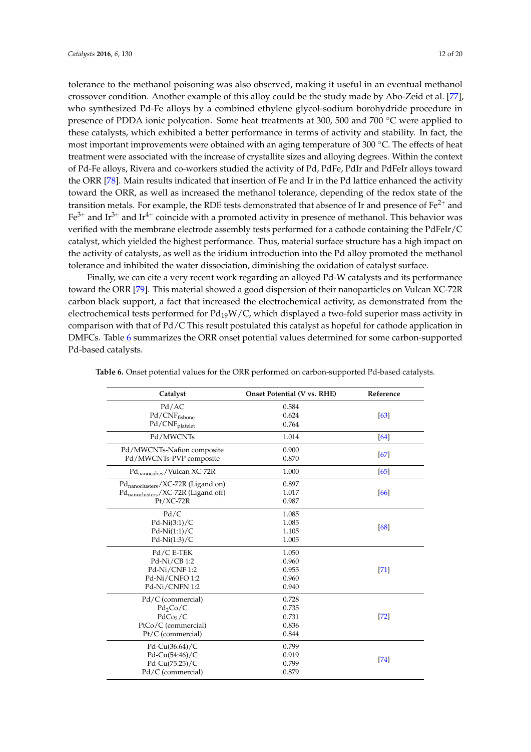tolerance to the methanol poisoning was also observed, making it useful in an eventual methanol crossover condition. Another example of this alloy could be the study made by Abo-Zeid et al. [77], who synthesized Pd-Fe alloys by a combined ethylene glycol-sodium borohydride procedure in presence of PDDA ionic polycation. Some heat treatments at 300, 500 and 700 °C were applied to these catalysts, which exhibited a better performance in terms of activity and stability. In fact, the most important improvements were obtained with an aging temperature of 300 °C. The effects of heat treatment were associated with the increase of crystallite sizes and alloying degrees. Within the context of Pd-Fe alloys, Rivera and co-workers studied the activity of Pd, PdFe, PdIr and PdFeIr alloys toward the ORR [78]. Main results indicated that insertion of Fe and Ir in the Pd lattice enhanced the activity toward the ORR, as well as increased the methanol tolerance, depending of the redox state of the transition metals. For example, the RDE tests demonstrated that absence of Ir and presence of $Fe^{2+}$ and $Fe^{3+}$ and $Ir^{3+}$ and $Ir^{4+}$ coincide with a promoted activity in presence of methanol. This behavior was verified with the membrane electrode assembly tests performed for a cathode containing the PdFeIr/C catalyst, which yielded the highest performance. Thus, material surface structure has a high impact on the activity of catalysts, as well as the iridium introduction into the Pd alloy promoted the methanol tolerance and inhibited the water dissociation, diminishing the oxidation of catalyst surface.

Finally, we can cite a very recent work regarding an alloyed Pd-W catalysts and its performance toward the ORR [79]. This material showed a good dispersion of their nanoparticles on Vulcan XC-72R carbon black support, a fact that increased the electrochemical activity, as demonstrated from the electrochemical tests performed for $Pd_{19}W$/C, which displayed a two-fold superior mass activity in comparison with that of Pd/C This result postulated this catalyst as hopeful for cathode application in DMFCs. Table 6 summarizes the ORR onset potential values determined for some carbon-supported Pd-based catalysts.

**Table 6.** Onset potential values for the ORR performed on carbon-supported Pd-based catalysts.

| Catalyst | Onset Potential (V vs. RHE) | Reference |
| --- | --- | --- |
| Pd/AC | 0.584 | [63] |
| $Pd/CNF_{fisbone}$ | 0.624 | |
| $Pd/CNF_{platelet}$ | 0.764 | |
| Pd/MWCNTs | 1.014 | [64] |
| Pd/MWCNTs-Nafion composite | 0.900 | [67] |
| Pd/MWCNTs-PVP composite | 0.870 | |
| $Pd_{nanocubes}$/Vulcan XC-72R | 1.000 | [65] |
| $Pd_{nanoclusters}$/XC-72R (Ligand on) | 0.897 | [66] |
| $Pd_{nanoclusters}$/XC-72R (Ligand off) | 1.017 | |
| Pt/XC-72R | 0.987 | |
| Pd/C | 1.085 | [68] |
| Pd-Ni(3:1)/C | 1.085 | |
| Pd-Ni(1:1)/C | 1.105 | |
| Pd-Ni(1:3)/C | 1.005 | |
| Pd/C E-TEK | 1.050 | [71] |
| Pd-Ni/CB 1:2 | 0.960 | |
| Pd-Ni/CNF 1:2 | 0.955 | |
| Pd-Ni/CNFO 1:2 | 0.960 | |
| Pd-Ni/CNFN 1:2 | 0.940 | |
| Pd/C (commercial) | 0.728 | [72] |
| $Pd_2Co$/C | 0.735 | |
| $PdCo_2$/C | 0.731 | |
| PtCo/C (commercial) | 0.836 | |
| Pt/C (commercial) | 0.844 | |
| Pd-Cu(36:64)/C | 0.799 | [74] |
| Pd-Cu(54:46)/C | 0.919 | |
| Pd-Cu(75:25)/C | 0.799 | |
| Pd/C (commercial) | 0.879 | |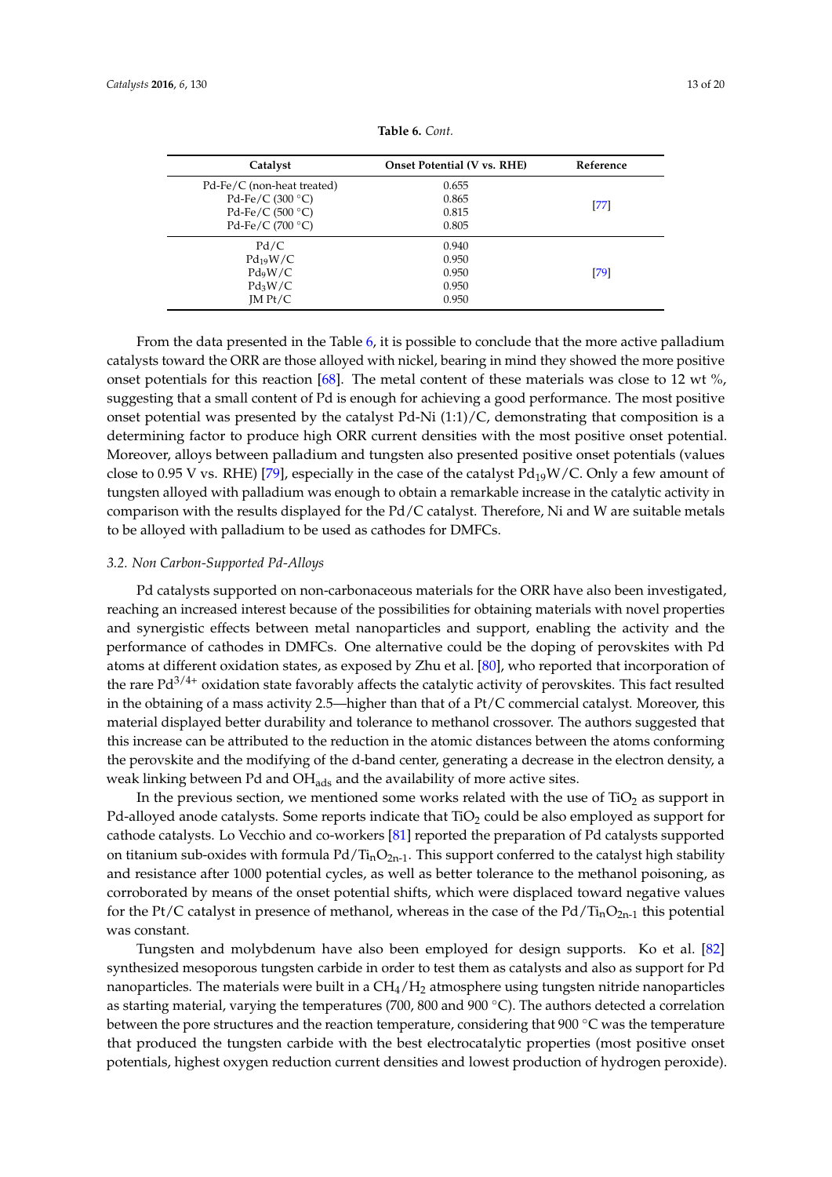**Table 6.** *Cont.*

| Catalyst | Onset Potential (V vs. RHE) | Reference |
| --- | --- | --- |
| Pd-Fe/C (non-heat treated) | 0.655 | [77] |
| Pd-Fe/C (300 °C) | 0.865 | |
| Pd-Fe/C (500 °C) | 0.815 | |
| Pd-Fe/C (700 °C) | 0.805 | |
| Pd/C | 0.940 | [79] |
| $Pd_{19}W/C$ | 0.950 | |
| $Pd_9W/C$ | 0.950 | |
| $Pd_3W/C$ | 0.950 | |
| JM Pt/C | 0.950 | |

From the data presented in the Table 6, it is possible to conclude that the more active palladium catalysts toward the ORR are those alloyed with nickel, bearing in mind they showed the more positive onset potentials for this reaction [68]. The metal content of these materials was close to 12 wt %, suggesting that a small content of Pd is enough for achieving a good performance. The most positive onset potential was presented by the catalyst Pd-Ni (1:1)/C, demonstrating that composition is a determining factor to produce high ORR current densities with the most positive onset potential. Moreover, alloys between palladium and tungsten also presented positive onset potentials (values close to 0.95 V vs. RHE) [79], especially in the case of the catalyst $Pd_{19}W/C$. Only a few amount of tungsten alloyed with palladium was enough to obtain a remarkable increase in the catalytic activity in comparison with the results displayed for the Pd/C catalyst. Therefore, Ni and W are suitable metals to be alloyed with palladium to be used as cathodes for DMFCs.

### *3.2. Non Carbon-Supported Pd-Alloys*

Pd catalysts supported on non-carbonaceous materials for the ORR have also been investigated, reaching an increased interest because of the possibilities for obtaining materials with novel properties and synergistic effects between metal nanoparticles and support, enabling the activity and the performance of cathodes in DMFCs. One alternative could be the doping of perovskites with Pd atoms at different oxidation states, as exposed by Zhu et al. [80], who reported that incorporation of the rare $Pd^{3/4+}$ oxidation state favorably affects the catalytic activity of perovskites. This fact resulted in the obtaining of a mass activity 2.5—higher than that of a Pt/C commercial catalyst. Moreover, this material displayed better durability and tolerance to methanol crossover. The authors suggested that this increase can be attributed to the reduction in the atomic distances between the atoms conforming the perovskite and the modifying of the d-band center, generating a decrease in the electron density, a weak linking between Pd and $OH_{ads}$ and the availability of more active sites.

In the previous section, we mentioned some works related with the use of $TiO_2$ as support in Pd-alloyed anode catalysts. Some reports indicate that $TiO_2$ could be also employed as support for cathode catalysts. Lo Vecchio and co-workers [81] reported the preparation of Pd catalysts supported on titanium sub-oxides with formula $Pd/Ti_nO_{2n-1}$. This support conferred to the catalyst high stability and resistance after 1000 potential cycles, as well as better tolerance to the methanol poisoning, as corroborated by means of the onset potential shifts, which were displaced toward negative values for the Pt/C catalyst in presence of methanol, whereas in the case of the $Pd/Ti_nO_{2n-1}$ this potential was constant.

Tungsten and molybdenum have also been employed for design supports. Ko et al. [82] synthesized mesoporous tungsten carbide in order to test them as catalysts and also as support for Pd nanoparticles. The materials were built in a $CH_4/H_2$ atmosphere using tungsten nitride nanoparticles as starting material, varying the temperatures (700, 800 and 900 °C). The authors detected a correlation between the pore structures and the reaction temperature, considering that 900 °C was the temperature that produced the tungsten carbide with the best electrocatalytic properties (most positive onset potentials, highest oxygen reduction current densities and lowest production of hydrogen peroxide).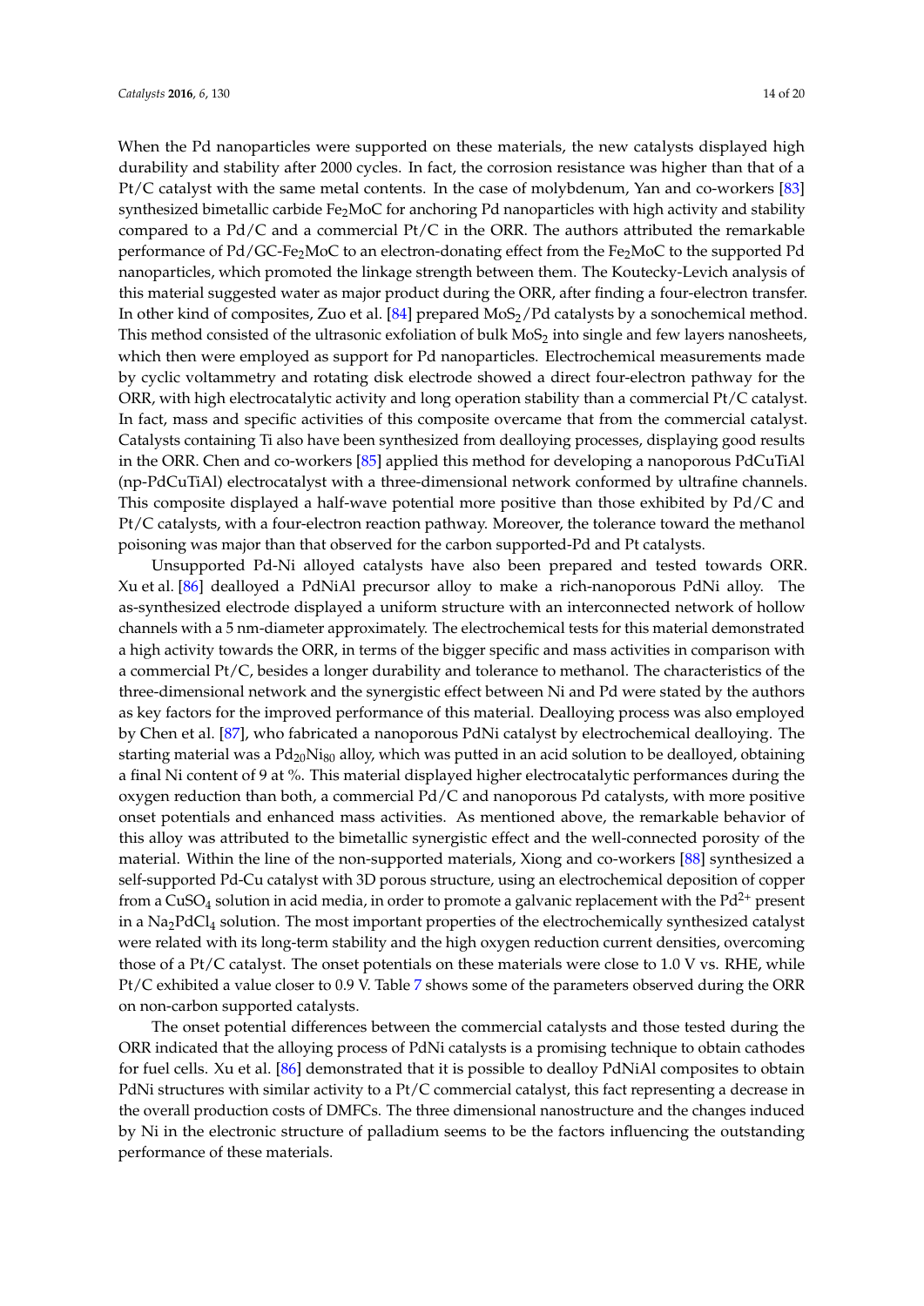When the Pd nanoparticles were supported on these materials, the new catalysts displayed high durability and stability after 2000 cycles. In fact, the corrosion resistance was higher than that of a Pt/C catalyst with the same metal contents. In the case of molybdenum, Yan and co-workers [83] synthesized bimetallic carbide $Fe_2MoC$ for anchoring Pd nanoparticles with high activity and stability compared to a Pd/C and a commercial Pt/C in the ORR. The authors attributed the remarkable performance of Pd/GC-$Fe_2MoC$ to an electron-donating effect from the $Fe_2MoC$ to the supported Pd nanoparticles, which promoted the linkage strength between them. The Koutecky-Levich analysis of this material suggested water as major product during the ORR, after finding a four-electron transfer. In other kind of composites, Zuo et al. [84] prepared $MoS_2$/Pd catalysts by a sonochemical method. This method consisted of the ultrasonic exfoliation of bulk $MoS_2$ into single and few layers nanosheets, which then were employed as support for Pd nanoparticles. Electrochemical measurements made by cyclic voltammetry and rotating disk electrode showed a direct four-electron pathway for the ORR, with high electrocatalytic activity and long operation stability than a commercial Pt/C catalyst. In fact, mass and specific activities of this composite overcame that from the commercial catalyst. Catalysts containing Ti also have been synthesized from dealloying processes, displaying good results in the ORR. Chen and co-workers [85] applied this method for developing a nanoporous PdCuTiAl (np-PdCuTiAl) electrocatalyst with a three-dimensional network conformed by ultrafine channels. This composite displayed a half-wave potential more positive than those exhibited by Pd/C and Pt/C catalysts, with a four-electron reaction pathway. Moreover, the tolerance toward the methanol poisoning was major than that observed for the carbon supported-Pd and Pt catalysts.

Unsupported Pd-Ni alloyed catalysts have also been prepared and tested towards ORR. Xu et al. [86] dealloyed a PdNiAl precursor alloy to make a rich-nanoporous PdNi alloy. The as-synthesized electrode displayed a uniform structure with an interconnected network of hollow channels with a 5 nm-diameter approximately. The electrochemical tests for this material demonstrated a high activity towards the ORR, in terms of the bigger specific and mass activities in comparison with a commercial Pt/C, besides a longer durability and tolerance to methanol. The characteristics of the three-dimensional network and the synergistic effect between Ni and Pd were stated by the authors as key factors for the improved performance of this material. Dealloying process was also employed by Chen et al. [87], who fabricated a nanoporous PdNi catalyst by electrochemical dealloying. The starting material was a $Pd_{20}Ni_{80}$ alloy, which was putted in an acid solution to be dealloyed, obtaining a final Ni content of 9 at %. This material displayed higher electrocatalytic performances during the oxygen reduction than both, a commercial Pd/C and nanoporous Pd catalysts, with more positive onset potentials and enhanced mass activities. As mentioned above, the remarkable behavior of this alloy was attributed to the bimetallic synergistic effect and the well-connected porosity of the material. Within the line of the non-supported materials, Xiong and co-workers [88] synthesized a self-supported Pd-Cu catalyst with 3D porous structure, using an electrochemical deposition of copper from a $CuSO_4$ solution in acid media, in order to promote a galvanic replacement with the $Pd^{2+}$ present in a $Na_2PdCl_4$ solution. The most important properties of the electrochemically synthesized catalyst were related with its long-term stability and the high oxygen reduction current densities, overcoming those of a Pt/C catalyst. The onset potentials on these materials were close to 1.0 V vs. RHE, while Pt/C exhibited a value closer to 0.9 V. Table 7 shows some of the parameters observed during the ORR on non-carbon supported catalysts.

The onset potential differences between the commercial catalysts and those tested during the ORR indicated that the alloying process of PdNi catalysts is a promising technique to obtain cathodes for fuel cells. Xu et al. [86] demonstrated that it is possible to dealloy PdNiAl composites to obtain PdNi structures with similar activity to a Pt/C commercial catalyst, this fact representing a decrease in the overall production costs of DMFCs. The three dimensional nanostructure and the changes induced by Ni in the electronic structure of palladium seems to be the factors influencing the outstanding performance of these materials.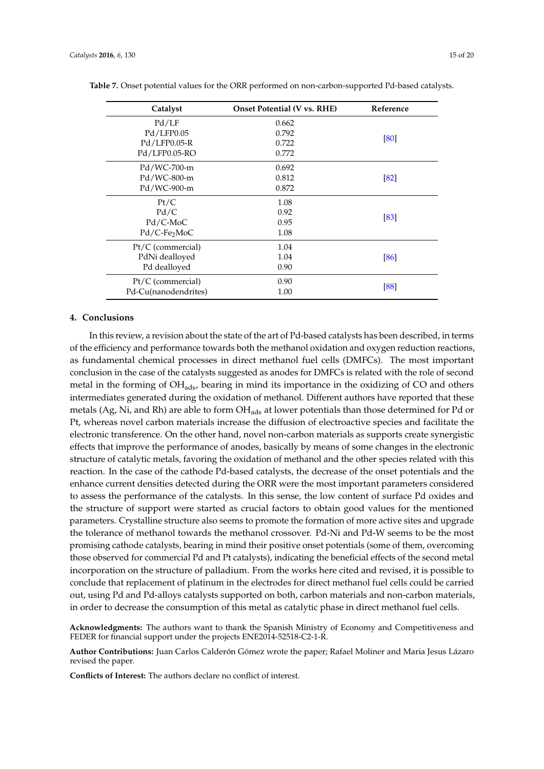**Table 7.** Onset potential values for the ORR performed on non-carbon-supported Pd-based catalysts.

| Catalyst | Onset Potential (V vs. RHE) | Reference |
|---|---|---|
| Pd/LF | 0.662 | [80] |
| Pd/LFP0.05 | 0.792 | |
| Pd/LFP0.05-R | 0.722 | |
| Pd/LFP0.05-RO | 0.772 | |
| Pd/WC-700-m | 0.692 | [82] |
| Pd/WC-800-m | 0.812 | |
| Pd/WC-900-m | 0.872 | |
| Pt/C | 1.08 | [83] |
| Pd/C | 0.92 | |
| Pd/C-MoC | 0.95 | |
| Pd/C-$Fe_2MoC$ | 1.08 | |
| Pt/C (commercial) | 1.04 | [86] |
| PdNi dealloyed | 1.04 | |
| Pd dealloyed | 0.90 | |
| Pt/C (commercial) | 0.90 | [88] |
| Pd-Cu(nanodendrites) | 1.00 | |

## 4. Conclusions

In this review, a revision about the state of the art of Pd-based catalysts has been described, in terms of the efficiency and performance towards both the methanol oxidation and oxygen reduction reactions, as fundamental chemical processes in direct methanol fuel cells (DMFCs). The most important conclusion in the case of the catalysts suggested as anodes for DMFCs is related with the role of second metal in the forming of $OH_{ads}$, bearing in mind its importance in the oxidizing of CO and others intermediates generated during the oxidation of methanol. Different authors have reported that these metals (Ag, Ni, and Rh) are able to form $OH_{ads}$ at lower potentials than those determined for Pd or Pt, whereas novel carbon materials increase the diffusion of electroactive species and facilitate the electronic transference. On the other hand, novel non-carbon materials as supports create synergistic effects that improve the performance of anodes, basically by means of some changes in the electronic structure of catalytic metals, favoring the oxidation of methanol and the other species related with this reaction. In the case of the cathode Pd-based catalysts, the decrease of the onset potentials and the enhance current densities detected during the ORR were the most important parameters considered to assess the performance of the catalysts. In this sense, the low content of surface Pd oxides and the structure of support were started as crucial factors to obtain good values for the mentioned parameters. Crystalline structure also seems to promote the formation of more active sites and upgrade the tolerance of methanol towards the methanol crossover. Pd-Ni and Pd-W seems to be the most promising cathode catalysts, bearing in mind their positive onset potentials (some of them, overcoming those observed for commercial Pd and Pt catalysts), indicating the beneficial effects of the second metal incorporation on the structure of palladium. From the works here cited and revised, it is possible to conclude that replacement of platinum in the electrodes for direct methanol fuel cells could be carried out, using Pd and Pd-alloys catalysts supported on both, carbon materials and non-carbon materials, in order to decrease the consumption of this metal as catalytic phase in direct methanol fuel cells.

**Acknowledgments:** The authors want to thank the Spanish Ministry of Economy and Competitiveness and FEDER for financial support under the projects ENE2014-52518-C2-1-R.

**Author Contributions:** Juan Carlos Calderón Gómez wrote the paper; Rafael Moliner and Maria Jesus Lázaro revised the paper.

**Conflicts of Interest:** The authors declare no conflict of interest.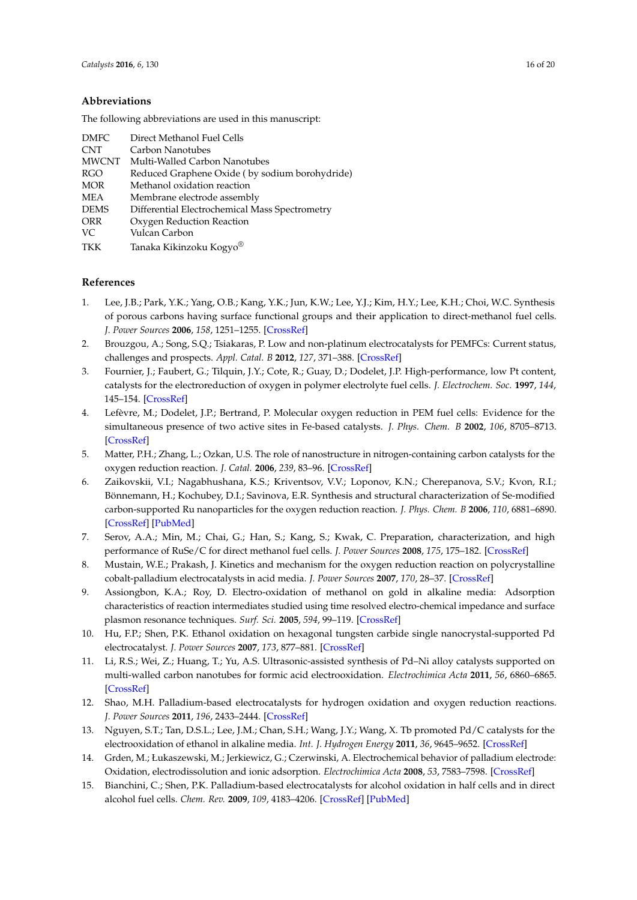## Abbreviations

The following abbreviations are used in this manuscript:

| | |
|---|---|
| DMFC | Direct Methanol Fuel Cells |
| CNT | Carbon Nanotubes |
| MWCNT | Multi-Walled Carbon Nanotubes |
| RGO | Reduced Graphene Oxide ( by sodium borohydride) |
| MOR | Methanol oxidation reaction |
| MEA | Membrane electrode assembly |
| DEMS | Differential Electrochemical Mass Spectrometry |
| ORR | Oxygen Reduction Reaction |
| VC | Vulcan Carbon |
| TKK | Tanaka Kikinzoku Kogyo® |

## References

1. Lee, J.B.; Park, Y.K.; Yang, O.B.; Kang, Y.K.; Jun, K.W.; Lee, Y.J.; Kim, H.Y.; Lee, K.H.; Choi, W.C. Synthesis of porous carbons having surface functional groups and their application to direct-methanol fuel cells. *J. Power Sources* **2006**, *158*, 1251–1255. [CrossRef]
2. Brouzgou, A.; Song, S.Q.; Tsiakaras, P. Low and non-platinum electrocatalysts for PEMFCs: Current status, challenges and prospects. *Appl. Catal. B* **2012**, *127*, 371–388. [CrossRef]
3. Fournier, J.; Faubert, G.; Tilquin, J.Y.; Cote, R.; Guay, D.; Dodelet, J.P. High-performance, low Pt content, catalysts for the electroreduction of oxygen in polymer electrolyte fuel cells. *J. Electrochem. Soc.* **1997**, *144*, 145–154. [CrossRef]
4. Lefèvre, M.; Dodelet, J.P.; Bertrand, P. Molecular oxygen reduction in PEM fuel cells: Evidence for the simultaneous presence of two active sites in Fe-based catalysts. *J. Phys. Chem. B* **2002**, *106*, 8705–8713. [CrossRef]
5. Matter, P.H.; Zhang, L.; Ozkan, U.S. The role of nanostructure in nitrogen-containing carbon catalysts for the oxygen reduction reaction. *J. Catal.* **2006**, *239*, 83–96. [CrossRef]
6. Zaikovskii, V.I.; Nagabhushana, K.S.; Kriventsov, V.V.; Loponov, K.N.; Cherepanova, S.V.; Kvon, R.I.; Bönnemann, H.; Kochubey, D.I.; Savinova, E.R. Synthesis and structural characterization of Se-modified carbon-supported Ru nanoparticles for the oxygen reduction reaction. *J. Phys. Chem. B* **2006**, *110*, 6881–6890. [CrossRef] [PubMed]
7. Serov, A.A.; Min, M.; Chai, G.; Han, S.; Kang, S.; Kwak, C. Preparation, characterization, and high performance of RuSe/C for direct methanol fuel cells. *J. Power Sources* **2008**, *175*, 175–182. [CrossRef]
8. Mustain, W.E.; Prakash, J. Kinetics and mechanism for the oxygen reduction reaction on polycrystalline cobalt-palladium electrocatalysts in acid media. *J. Power Sources* **2007**, *170*, 28–37. [CrossRef]
9. Assiongbon, K.A.; Roy, D. Electro-oxidation of methanol on gold in alkaline media: Adsorption characteristics of reaction intermediates studied using time resolved electro-chemical impedance and surface plasmon resonance techniques. *Surf. Sci.* **2005**, *594*, 99–119. [CrossRef]
10. Hu, F.P.; Shen, P.K. Ethanol oxidation on hexagonal tungsten carbide single nanocrystal-supported Pd electrocatalyst. *J. Power Sources* **2007**, *173*, 877–881. [CrossRef]
11. Li, R.S.; Wei, Z.; Huang, T.; Yu, A.S. Ultrasonic-assisted synthesis of Pd–Ni alloy catalysts supported on multi-walled carbon nanotubes for formic acid electrooxidation. *Electrochimica Acta* **2011**, *56*, 6860–6865. [CrossRef]
12. Shao, M.H. Palladium-based electrocatalysts for hydrogen oxidation and oxygen reduction reactions. *J. Power Sources* **2011**, *196*, 2433–2444. [CrossRef]
13. Nguyen, S.T.; Tan, D.S.L.; Lee, J.M.; Chan, S.H.; Wang, J.Y.; Wang, X. Tb promoted Pd/C catalysts for the electrooxidation of ethanol in alkaline media. *Int. J. Hydrogen Energy* **2011**, *36*, 9645–9652. [CrossRef]
14. Grden, M.; Łukaszewski, M.; Jerkiewicz, G.; Czerwinski, A. Electrochemical behavior of palladium electrode: Oxidation, electrodissolution and ionic adsorption. *Electrochimica Acta* **2008**, *53*, 7583–7598. [CrossRef]
15. Bianchini, C.; Shen, P.K. Palladium-based electrocatalysts for alcohol oxidation in half cells and in direct alcohol fuel cells. *Chem. Rev.* **2009**, *109*, 4183–4206. [CrossRef] [PubMed]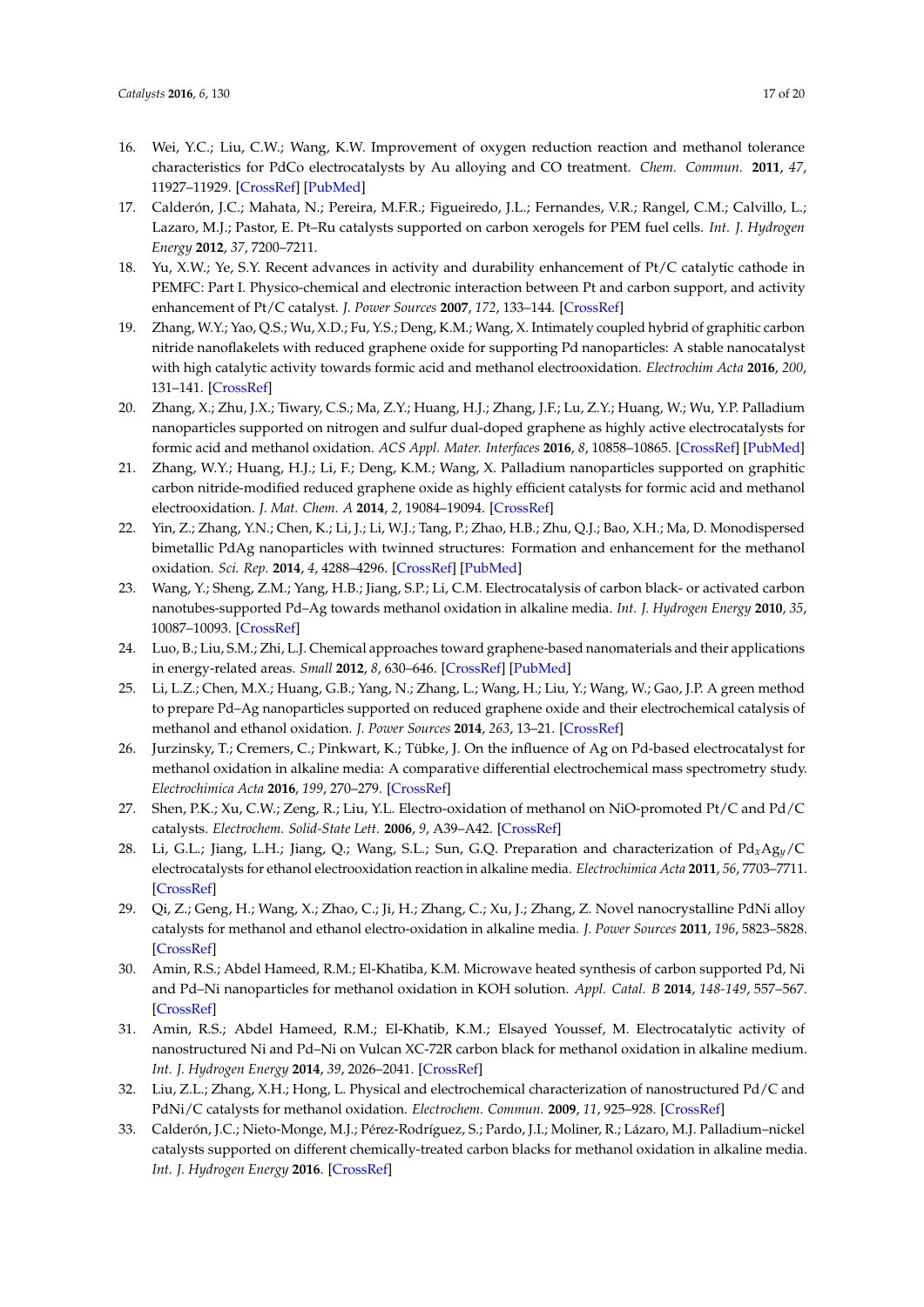16. Wei, Y.C.; Liu, C.W.; Wang, K.W. Improvement of oxygen reduction reaction and methanol tolerance characteristics for PdCo electrocatalysts by Au alloying and CO treatment. *Chem. Commun.* **2011**, *47*, 11927–11929. [CrossRef] [PubMed]
17. Calderón, J.C.; Mahata, N.; Pereira, M.F.R.; Figueiredo, J.L.; Fernandes, V.R.; Rangel, C.M.; Calvillo, L.; Lazaro, M.J.; Pastor, E. Pt–Ru catalysts supported on carbon xerogels for PEM fuel cells. *Int. J. Hydrogen Energy* **2012**, *37*, 7200–7211.
18. Yu, X.W.; Ye, S.Y. Recent advances in activity and durability enhancement of Pt/C catalytic cathode in PEMFC: Part I. Physico-chemical and electronic interaction between Pt and carbon support, and activity enhancement of Pt/C catalyst. *J. Power Sources* **2007**, *172*, 133–144. [CrossRef]
19. Zhang, W.Y.; Yao, Q.S.; Wu, X.D.; Fu, Y.S.; Deng, K.M.; Wang, X. Intimately coupled hybrid of graphitic carbon nitride nanoflakelets with reduced graphene oxide for supporting Pd nanoparticles: A stable nanocatalyst with high catalytic activity towards formic acid and methanol electrooxidation. *Electrochim Acta* **2016**, *200*, 131–141. [CrossRef]
20. Zhang, X.; Zhu, J.X.; Tiwary, C.S.; Ma, Z.Y.; Huang, H.J.; Zhang, J.F.; Lu, Z.Y.; Huang, W.; Wu, Y.P. Palladium nanoparticles supported on nitrogen and sulfur dual-doped graphene as highly active electrocatalysts for formic acid and methanol oxidation. *ACS Appl. Mater. Interfaces* **2016**, *8*, 10858–10865. [CrossRef] [PubMed]
21. Zhang, W.Y.; Huang, H.J.; Li, F.; Deng, K.M.; Wang, X. Palladium nanoparticles supported on graphitic carbon nitride-modified reduced graphene oxide as highly efficient catalysts for formic acid and methanol electrooxidation. *J. Mat. Chem. A* **2014**, *2*, 19084–19094. [CrossRef]
22. Yin, Z.; Zhang, Y.N.; Chen, K.; Li, J.; Li, W.J.; Tang, P.; Zhao, H.B.; Zhu, Q.J.; Bao, X.H.; Ma, D. Monodispersed bimetallic PdAg nanoparticles with twinned structures: Formation and enhancement for the methanol oxidation. *Sci. Rep.* **2014**, *4*, 4288–4296. [CrossRef] [PubMed]
23. Wang, Y.; Sheng, Z.M.; Yang, H.B.; Jiang, S.P.; Li, C.M. Electrocatalysis of carbon black- or activated carbon nanotubes-supported Pd–Ag towards methanol oxidation in alkaline media. *Int. J. Hydrogen Energy* **2010**, *35*, 10087–10093. [CrossRef]
24. Luo, B.; Liu, S.M.; Zhi, L.J. Chemical approaches toward graphene-based nanomaterials and their applications in energy-related areas. *Small* **2012**, *8*, 630–646. [CrossRef] [PubMed]
25. Li, L.Z.; Chen, M.X.; Huang, G.B.; Yang, N.; Zhang, L.; Wang, H.; Liu, Y.; Wang, W.; Gao, J.P. A green method to prepare Pd–Ag nanoparticles supported on reduced graphene oxide and their electrochemical catalysis of methanol and ethanol oxidation. *J. Power Sources* **2014**, *263*, 13–21. [CrossRef]
26. Jurzinsky, T.; Cremers, C.; Pinkwart, K.; Tübke, J. On the influence of Ag on Pd-based electrocatalyst for methanol oxidation in alkaline media: A comparative differential electrochemical mass spectrometry study. *Electrochimica Acta* **2016**, *199*, 270–279. [CrossRef]
27. Shen, P.K.; Xu, C.W.; Zeng, R.; Liu, Y.L. Electro-oxidation of methanol on NiO-promoted Pt/C and Pd/C catalysts. *Electrochem. Solid-State Lett.* **2006**, *9*, A39–A42. [CrossRef]
28. Li, G.L.; Jiang, L.H.; Jiang, Q.; Wang, S.L.; Sun, G.Q. Preparation and characterization of $Pd_xAg_y$/C electrocatalysts for ethanol electrooxidation reaction in alkaline media. *Electrochimica Acta* **2011**, *56*, 7703–7711. [CrossRef]
29. Qi, Z.; Geng, H.; Wang, X.; Zhao, C.; Ji, H.; Zhang, C.; Xu, J.; Zhang, Z. Novel nanocrystalline PdNi alloy catalysts for methanol and ethanol electro-oxidation in alkaline media. *J. Power Sources* **2011**, *196*, 5823–5828. [CrossRef]
30. Amin, R.S.; Abdel Hameed, R.M.; El-Khatiba, K.M. Microwave heated synthesis of carbon supported Pd, Ni and Pd–Ni nanoparticles for methanol oxidation in KOH solution. *Appl. Catal. B* **2014**, *148-149*, 557–567. [CrossRef]
31. Amin, R.S.; Abdel Hameed, R.M.; El-Khatib, K.M.; Elsayed Youssef, M. Electrocatalytic activity of nanostructured Ni and Pd–Ni on Vulcan XC-72R carbon black for methanol oxidation in alkaline medium. *Int. J. Hydrogen Energy* **2014**, *39*, 2026–2041. [CrossRef]
32. Liu, Z.L.; Zhang, X.H.; Hong, L. Physical and electrochemical characterization of nanostructured Pd/C and PdNi/C catalysts for methanol oxidation. *Electrochem. Commun.* **2009**, *11*, 925–928. [CrossRef]
33. Calderón, J.C.; Nieto-Monge, M.J.; Pérez-Rodríguez, S.; Pardo, J.I.; Moliner, R.; Lázaro, M.J. Palladium–nickel catalysts supported on different chemically-treated carbon blacks for methanol oxidation in alkaline media. *Int. J. Hydrogen Energy* **2016**. [CrossRef]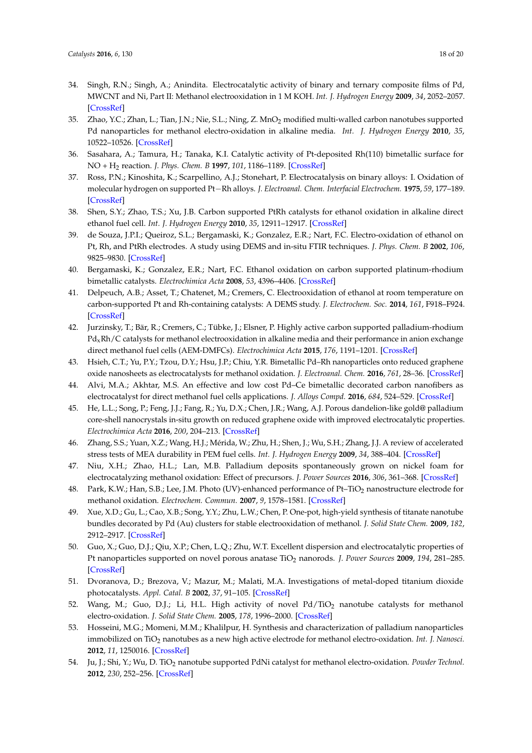34. Singh, R.N.; Singh, A.; Anindita. Electrocatalytic activity of binary and ternary composite films of Pd, MWCNT and Ni, Part II: Methanol electrooxidation in 1 M KOH. *Int. J. Hydrogen Energy* **2009**, *34*, 2052–2057. [CrossRef]
35. Zhao, Y.C.; Zhan, L.; Tian, J.N.; Nie, S.L.; Ning, Z. $MnO_2$ modified multi-walled carbon nanotubes supported Pd nanoparticles for methanol electro-oxidation in alkaline media. *Int. J. Hydrogen Energy* **2010**, *35*, 10522–10526. [CrossRef]
36. Sasahara, A.; Tamura, H.; Tanaka, K.I. Catalytic activity of Pt-deposited Rh(110) bimetallic surface for NO + $H_2$ reaction. *J. Phys. Chem. B* **1997**, *101*, 1186–1189. [CrossRef]
37. Ross, P.N.; Kinoshita, K.; Scarpellino, A.J.; Stonehart, P. Electrocatalysis on binary alloys: I. Oxidation of molecular hydrogen on supported Pt−Rh alloys. *J. Electroanal. Chem. Interfacial Electrochem.* **1975**, *59*, 177–189. [CrossRef]
38. Shen, S.Y.; Zhao, T.S.; Xu, J.B. Carbon supported PtRh catalysts for ethanol oxidation in alkaline direct ethanol fuel cell. *Int. J. Hydrogen Energy* **2010**, *35*, 12911–12917. [CrossRef]
39. de Souza, J.P.I.; Queiroz, S.L.; Bergamaski, K.; Gonzalez, E.R.; Nart, F.C. Electro-oxidation of ethanol on Pt, Rh, and PtRh electrodes. A study using DEMS and in-situ FTIR techniques. *J. Phys. Chem. B* **2002**, *106*, 9825–9830. [CrossRef]
40. Bergamaski, K.; Gonzalez, E.R.; Nart, F.C. Ethanol oxidation on carbon supported platinum-rhodium bimetallic catalysts. *Electrochimica Acta* **2008**, *53*, 4396–4406. [CrossRef]
41. Delpeuch, A.B.; Asset, T.; Chatenet, M.; Cremers, C. Electrooxidation of ethanol at room temperature on carbon-supported Pt and Rh-containing catalysts: A DEMS study. *J. Electrochem. Soc.* **2014**, *161*, F918–F924. [CrossRef]
42. Jurzinsky, T.; Bär, R.; Cremers, C.; Tübke, J.; Elsner, P. Highly active carbon supported palladium-rhodium $Pd_xRh/C$ catalysts for methanol electrooxidation in alkaline media and their performance in anion exchange direct methanol fuel cells (AEM-DMFCs). *Electrochimica Acta* **2015**, *176*, 1191–1201. [CrossRef]
43. Hsieh, C.T.; Yu, P.Y.; Tzou, D.Y.; Hsu, J.P.; Chiu, Y.R. Bimetallic Pd–Rh nanoparticles onto reduced graphene oxide nanosheets as electrocatalysts for methanol oxidation. *J. Electroanal. Chem.* **2016**, *761*, 28–36. [CrossRef]
44. Alvi, M.A.; Akhtar, M.S. An effective and low cost Pd–Ce bimetallic decorated carbon nanofibers as electrocatalyst for direct methanol fuel cells applications. *J. Alloys Compd.* **2016**, *684*, 524–529. [CrossRef]
45. He, L.L.; Song, P.; Feng, J.J.; Fang, R.; Yu, D.X.; Chen, J.R.; Wang, A.J. Porous dandelion-like gold@ palladium core-shell nanocrystals in-situ growth on reduced graphene oxide with improved electrocatalytic properties. *Electrochimica Acta* **2016**, *200*, 204–213. [CrossRef]
46. Zhang, S.S.; Yuan, X.Z.; Wang, H.J.; Mérida, W.; Zhu, H.; Shen, J.; Wu, S.H.; Zhang, J.J. A review of accelerated stress tests of MEA durability in PEM fuel cells. *Int. J. Hydrogen Energy* **2009**, *34*, 388–404. [CrossRef]
47. Niu, X.H.; Zhao, H.L.; Lan, M.B. Palladium deposits spontaneously grown on nickel foam for electrocatalyzing methanol oxidation: Effect of precursors. *J. Power Sources* **2016**, *306*, 361–368. [CrossRef]
48. Park, K.W.; Han, S.B.; Lee, J.M. Photo (UV)-enhanced performance of Pt–$TiO_2$ nanostructure electrode for methanol oxidation. *Electrochem. Commun.* **2007**, *9*, 1578–1581. [CrossRef]
49. Xue, X.D.; Gu, L.; Cao, X.B.; Song, Y.Y.; Zhu, L.W.; Chen, P. One-pot, high-yield synthesis of titanate nanotube bundles decorated by Pd (Au) clusters for stable electrooxidation of methanol. *J. Solid State Chem.* **2009**, *182*, 2912–2917. [CrossRef]
50. Guo, X.; Guo, D.J.; Qiu, X.P.; Chen, L.Q.; Zhu, W.T. Excellent dispersion and electrocatalytic properties of Pt nanoparticles supported on novel porous anatase $TiO_2$ nanorods. *J. Power Sources* **2009**, *194*, 281–285. [CrossRef]
51. Dvoranova, D.; Brezova, V.; Mazur, M.; Malati, M.A. Investigations of metal-doped titanium dioxide photocatalysts. *Appl. Catal. B* **2002**, *37*, 91–105. [CrossRef]
52. Wang, M.; Guo, D.J.; Li, H.L. High activity of novel Pd/$TiO_2$ nanotube catalysts for methanol electro-oxidation. *J. Solid State Chem.* **2005**, *178*, 1996–2000. [CrossRef]
53. Hosseini, M.G.; Momeni, M.M.; Khalilpur, H. Synthesis and characterization of palladium nanoparticles immobilized on $TiO_2$ nanotubes as a new high active electrode for methanol electro-oxidation. *Int. J. Nanosci.* **2012**, *11*, 1250016. [CrossRef]
54. Ju, J.; Shi, Y.; Wu, D. $TiO_2$ nanotube supported PdNi catalyst for methanol electro-oxidation. *Powder Technol.* **2012**, *230*, 252–256. [CrossRef]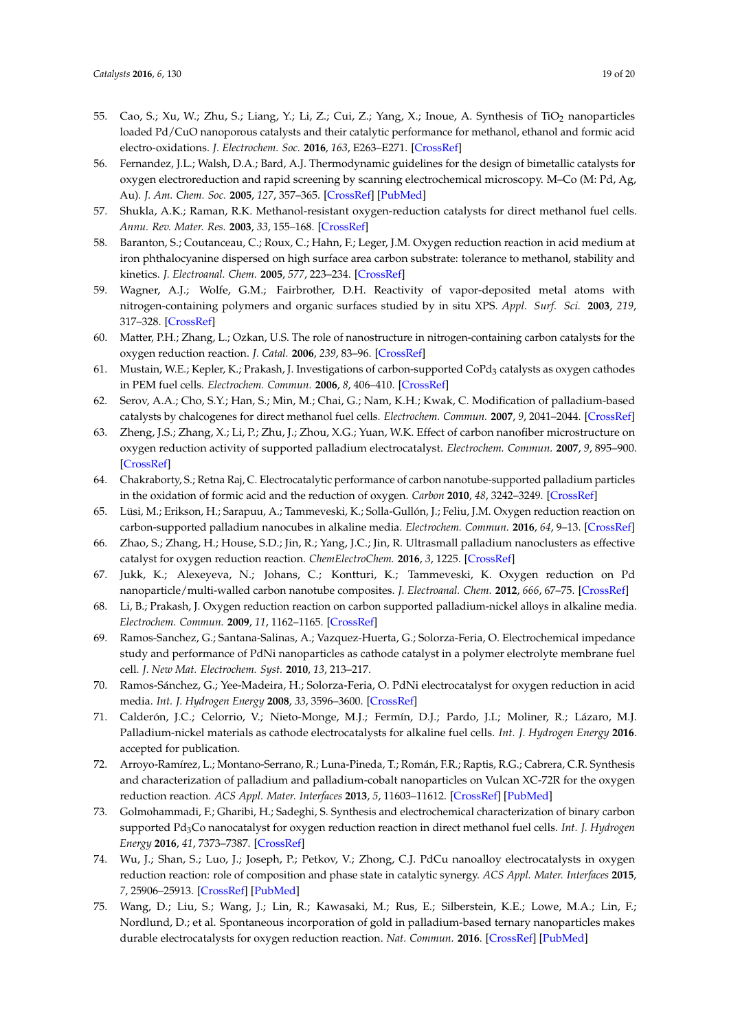55. Cao, S.; Xu, W.; Zhu, S.; Liang, Y.; Li, Z.; Cui, Z.; Yang, X.; Inoue, A. Synthesis of $TiO_2$ nanoparticles loaded Pd/CuO nanoporous catalysts and their catalytic performance for methanol, ethanol and formic acid electro-oxidations. *J. Electrochem. Soc.* **2016**, *163*, E263–E271. [CrossRef]
56. Fernandez, J.L.; Walsh, D.A.; Bard, A.J. Thermodynamic guidelines for the design of bimetallic catalysts for oxygen electroreduction and rapid screening by scanning electrochemical microscopy. M–Co (M: Pd, Ag, Au). *J. Am. Chem. Soc.* **2005**, *127*, 357–365. [CrossRef] [PubMed]
57. Shukla, A.K.; Raman, R.K. Methanol-resistant oxygen-reduction catalysts for direct methanol fuel cells. *Annu. Rev. Mater. Res.* **2003**, *33*, 155–168. [CrossRef]
58. Baranton, S.; Coutanceau, C.; Roux, C.; Hahn, F.; Leger, J.M. Oxygen reduction reaction in acid medium at iron phthalocyanine dispersed on high surface area carbon substrate: tolerance to methanol, stability and kinetics. *J. Electroanal. Chem.* **2005**, *577*, 223–234. [CrossRef]
59. Wagner, A.J.; Wolfe, G.M.; Fairbrother, D.H. Reactivity of vapor-deposited metal atoms with nitrogen-containing polymers and organic surfaces studied by in situ XPS. *Appl. Surf. Sci.* **2003**, *219*, 317–328. [CrossRef]
60. Matter, P.H.; Zhang, L.; Ozkan, U.S. The role of nanostructure in nitrogen-containing carbon catalysts for the oxygen reduction reaction. *J. Catal.* **2006**, *239*, 83–96. [CrossRef]
61. Mustain, W.E.; Kepler, K.; Prakash, J. Investigations of carbon-supported $CoPd_3$ catalysts as oxygen cathodes in PEM fuel cells. *Electrochem. Commun.* **2006**, *8*, 406–410. [CrossRef]
62. Serov, A.A.; Cho, S.Y.; Han, S.; Min, M.; Chai, G.; Nam, K.H.; Kwak, C. Modification of palladium-based catalysts by chalcogenes for direct methanol fuel cells. *Electrochem. Commun.* **2007**, *9*, 2041–2044. [CrossRef]
63. Zheng, J.S.; Zhang, X.; Li, P.; Zhu, J.; Zhou, X.G.; Yuan, W.K. Effect of carbon nanofiber microstructure on oxygen reduction activity of supported palladium electrocatalyst. *Electrochem. Commun.* **2007**, *9*, 895–900. [CrossRef]
64. Chakraborty, S.; Retna Raj, C. Electrocatalytic performance of carbon nanotube-supported palladium particles in the oxidation of formic acid and the reduction of oxygen. *Carbon* **2010**, *48*, 3242–3249. [CrossRef]
65. Lüsi, M.; Erikson, H.; Sarapuu, A.; Tammeveski, K.; Solla-Gullón, J.; Feliu, J.M. Oxygen reduction reaction on carbon-supported palladium nanocubes in alkaline media. *Electrochem. Commun.* **2016**, *64*, 9–13. [CrossRef]
66. Zhao, S.; Zhang, H.; House, S.D.; Jin, R.; Yang, J.C.; Jin, R. Ultrasmall palladium nanoclusters as effective catalyst for oxygen reduction reaction. *ChemElectroChem.* **2016**, *3*, 1225. [CrossRef]
67. Jukk, K.; Alexeyeva, N.; Johans, C.; Kontturi, K.; Tammeveski, K. Oxygen reduction on Pd nanoparticle/multi-walled carbon nanotube composites. *J. Electroanal. Chem.* **2012**, *666*, 67–75. [CrossRef]
68. Li, B.; Prakash, J. Oxygen reduction reaction on carbon supported palladium-nickel alloys in alkaline media. *Electrochem. Commun.* **2009**, *11*, 1162–1165. [CrossRef]
69. Ramos-Sanchez, G.; Santana-Salinas, A.; Vazquez-Huerta, G.; Solorza-Feria, O. Electrochemical impedance study and performance of PdNi nanoparticles as cathode catalyst in a polymer electrolyte membrane fuel cell. *J. New Mat. Electrochem. Syst.* **2010**, *13*, 213–217.
70. Ramos-Sánchez, G.; Yee-Madeira, H.; Solorza-Feria, O. PdNi electrocatalyst for oxygen reduction in acid media. *Int. J. Hydrogen Energy* **2008**, *33*, 3596–3600. [CrossRef]
71. Calderón, J.C.; Celorrio, V.; Nieto-Monge, M.J.; Fermín, D.J.; Pardo, J.I.; Moliner, R.; Lázaro, M.J. Palladium-nickel materials as cathode electrocatalysts for alkaline fuel cells. *Int. J. Hydrogen Energy* **2016**. accepted for publication.
72. Arroyo-Ramírez, L.; Montano-Serrano, R.; Luna-Pineda, T.; Román, F.R.; Raptis, R.G.; Cabrera, C.R. Synthesis and characterization of palladium and palladium-cobalt nanoparticles on Vulcan XC-72R for the oxygen reduction reaction. *ACS Appl. Mater. Interfaces* **2013**, *5*, 11603–11612. [CrossRef] [PubMed]
73. Golmohammadi, F.; Gharibi, H.; Sadeghi, S. Synthesis and electrochemical characterization of binary carbon supported $Pd_3Co$ nanocatalyst for oxygen reduction reaction in direct methanol fuel cells. *Int. J. Hydrogen Energy* **2016**, *41*, 7373–7387. [CrossRef]
74. Wu, J.; Shan, S.; Luo, J.; Joseph, P.; Petkov, V.; Zhong, C.J. PdCu nanoalloy electrocatalysts in oxygen reduction reaction: role of composition and phase state in catalytic synergy. *ACS Appl. Mater. Interfaces* **2015**, *7*, 25906–25913. [CrossRef] [PubMed]
75. Wang, D.; Liu, S.; Wang, J.; Lin, R.; Kawasaki, M.; Rus, E.; Silberstein, K.E.; Lowe, M.A.; Lin, F.; Nordlund, D.; et al. Spontaneous incorporation of gold in palladium-based ternary nanoparticles makes durable electrocatalysts for oxygen reduction reaction. *Nat. Commun.* **2016**. [CrossRef] [PubMed]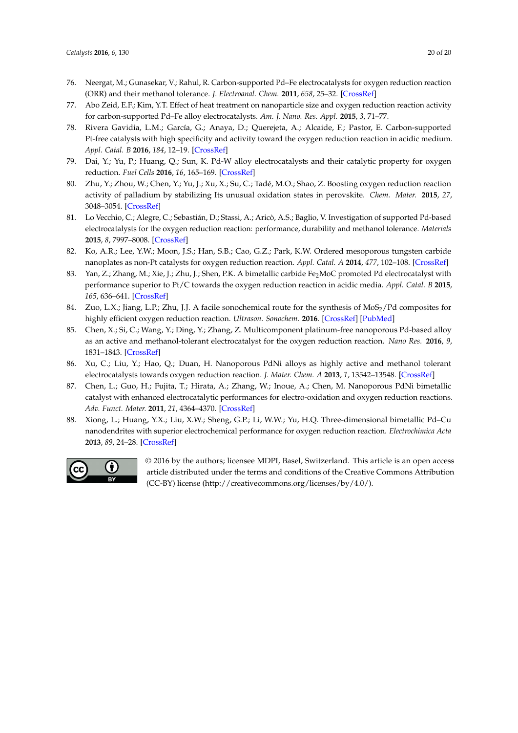76. Neergat, M.; Gunasekar, V.; Rahul, R. Carbon-supported Pd–Fe electrocatalysts for oxygen reduction reaction (ORR) and their methanol tolerance. *J. Electroanal. Chem.* **2011**, *658*, 25–32. [CrossRef]
77. Abo Zeid, E.F.; Kim, Y.T. Effect of heat treatment on nanoparticle size and oxygen reduction reaction activity for carbon-supported Pd–Fe alloy electrocatalysts. *Am. J. Nano. Res. Appl.* **2015**, *3*, 71–77.
78. Rivera Gavidia, L.M.; García, G.; Anaya, D.; Querejeta, A.; Alcaide, F.; Pastor, E. Carbon-supported Pt-free catalysts with high specificity and activity toward the oxygen reduction reaction in acidic medium. *Appl. Catal. B* **2016**, *184*, 12–19. [CrossRef]
79. Dai, Y.; Yu, P.; Huang, Q.; Sun, K. Pd-W alloy electrocatalysts and their catalytic property for oxygen reduction. *Fuel Cells* **2016**, *16*, 165–169. [CrossRef]
80. Zhu, Y.; Zhou, W.; Chen, Y.; Yu, J.; Xu, X.; Su, C.; Tadé, M.O.; Shao, Z. Boosting oxygen reduction reaction activity of palladium by stabilizing Its unusual oxidation states in perovskite. *Chem. Mater.* **2015**, *27*, 3048–3054. [CrossRef]
81. Lo Vecchio, C.; Alegre, C.; Sebastián, D.; Stassi, A.; Aricò, A.S.; Baglio, V. Investigation of supported Pd-based electrocatalysts for the oxygen reduction reaction: performance, durability and methanol tolerance. *Materials* **2015**, *8*, 7997–8008. [CrossRef]
82. Ko, A.R.; Lee, Y.W.; Moon, J.S.; Han, S.B.; Cao, G.Z.; Park, K.W. Ordered mesoporous tungsten carbide nanoplates as non-Pt catalysts for oxygen reduction reaction. *Appl. Catal. A* **2014**, *477*, 102–108. [CrossRef]
83. Yan, Z.; Zhang, M.; Xie, J.; Zhu, J.; Shen, P.K. A bimetallic carbide $Fe_2MoC$ promoted Pd electrocatalyst with performance superior to Pt/C towards the oxygen reduction reaction in acidic media. *Appl. Catal. B* **2015**, *165*, 636–641. [CrossRef]
84. Zuo, L.X.; Jiang, L.P.; Zhu, J.J. A facile sonochemical route for the synthesis of $MoS_2$/Pd composites for highly efficient oxygen reduction reaction. *Ultrason. Sonochem.* **2016**. [CrossRef] [PubMed]
85. Chen, X.; Si, C.; Wang, Y.; Ding, Y.; Zhang, Z. Multicomponent platinum-free nanoporous Pd-based alloy as an active and methanol-tolerant electrocatalyst for the oxygen reduction reaction. *Nano Res.* **2016**, *9*, 1831–1843. [CrossRef]
86. Xu, C.; Liu, Y.; Hao, Q.; Duan, H. Nanoporous PdNi alloys as highly active and methanol tolerant electrocatalysts towards oxygen reduction reaction. *J. Mater. Chem. A* **2013**, *1*, 13542–13548. [CrossRef]
87. Chen, L.; Guo, H.; Fujita, T.; Hirata, A.; Zhang, W.; Inoue, A.; Chen, M. Nanoporous PdNi bimetallic catalyst with enhanced electrocatalytic performances for electro-oxidation and oxygen reduction reactions. *Adv. Funct. Mater.* **2011**, *21*, 4364–4370. [CrossRef]
88. Xiong, L.; Huang, Y.X.; Liu, X.W.; Sheng, G.P.; Li, W.W.; Yu, H.Q. Three-dimensional bimetallic Pd–Cu nanodendrites with superior electrochemical performance for oxygen reduction reaction. *Electrochimica Acta* **2013**, *89*, 24–28. [CrossRef]

© 2016 by the authors; licensee MDPI, Basel, Switzerland. This article is an open access article distributed under the terms and conditions of the Creative Commons Attribution (CC-BY) license (http://creativecommons.org/licenses/by/4.0/).